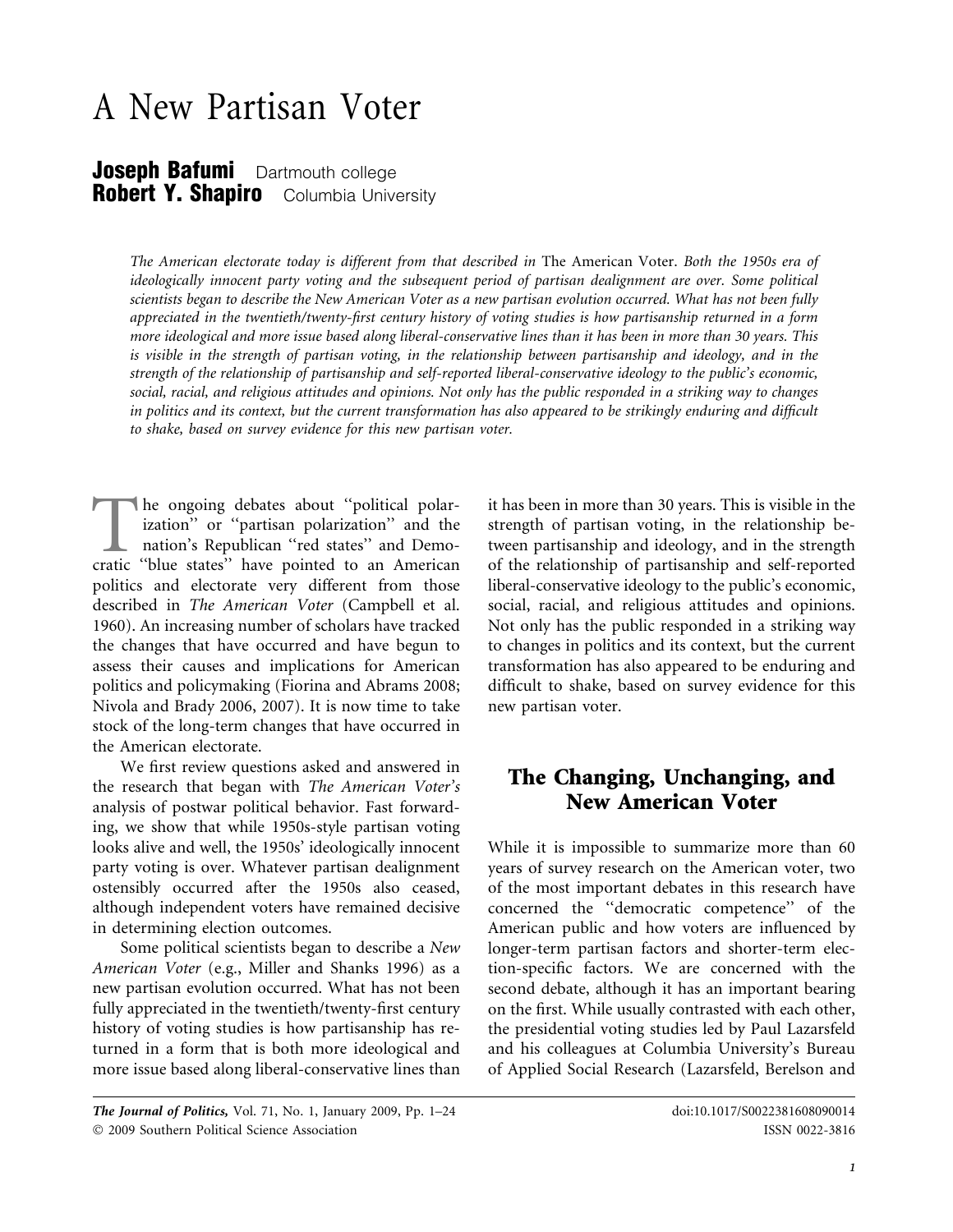# A New Partisan Voter

**Joseph Bafumi** Dartmouth college
**Robert Y. Shapiro** Columbia University

*The American electorate today is different from that described in* The American Voter. *Both the 1950s era of ideologically innocent party voting and the subsequent period of partisan dealignment are over. Some political scientists began to describe the New American Voter as a new partisan evolution occurred. What has not been fully appreciated in the twentieth/twenty-first century history of voting studies is how partisanship returned in a form more ideological and more issue based along liberal-conservative lines than it has been in more than 30 years. This is visible in the strength of partisan voting, in the relationship between partisanship and ideology, and in the strength of the relationship of partisanship and self-reported liberal-conservative ideology to the public's economic, social, racial, and religious attitudes and opinions. Not only has the public responded in a striking way to changes in politics and its context, but the current transformation has also appeared to be strikingly enduring and difficult to shake, based on survey evidence for this new partisan voter.*

The ongoing debates about ''political polarization'' or ''partisan polarization'' and the nation's Republican ''red states'' and Democratic ''blue states'' have pointed to an American politics and electorate very different from those described in *The American Voter* (Campbell et al. 1960). An increasing number of scholars have tracked the changes that have occurred and have begun to assess their causes and implications for American politics and policymaking (Fiorina and Abrams 2008; Nivola and Brady 2006, 2007). It is now time to take stock of the long-term changes that have occurred in the American electorate.

We first review questions asked and answered in the research that began with *The American Voter's* analysis of postwar political behavior. Fast forwarding, we show that while 1950s-style partisan voting looks alive and well, the 1950s' ideologically innocent party voting is over. Whatever partisan dealignment ostensibly occurred after the 1950s also ceased, although independent voters have remained decisive in determining election outcomes.

Some political scientists began to describe a *New American Voter* (e.g., Miller and Shanks 1996) as a new partisan evolution occurred. What has not been fully appreciated in the twentieth/twenty-first century history of voting studies is how partisanship has returned in a form that is both more ideological and more issue based along liberal-conservative lines than it has been in more than 30 years. This is visible in the strength of partisan voting, in the relationship between partisanship and ideology, and in the strength of the relationship of partisanship and self-reported liberal-conservative ideology to the public's economic, social, racial, and religious attitudes and opinions. Not only has the public responded in a striking way to changes in politics and its context, but the current transformation has also appeared to be enduring and difficult to shake, based on survey evidence for this new partisan voter.

## The Changing, Unchanging, and New American Voter

While it is impossible to summarize more than 60 years of survey research on the American voter, two of the most important debates in this research have concerned the ''democratic competence'' of the American public and how voters are influenced by longer-term partisan factors and shorter-term election-specific factors. We are concerned with the second debate, although it has an important bearing on the first. While usually contrasted with each other, the presidential voting studies led by Paul Lazarsfeld and his colleagues at Columbia University's Bureau of Applied Social Research (Lazarsfeld, Berelson and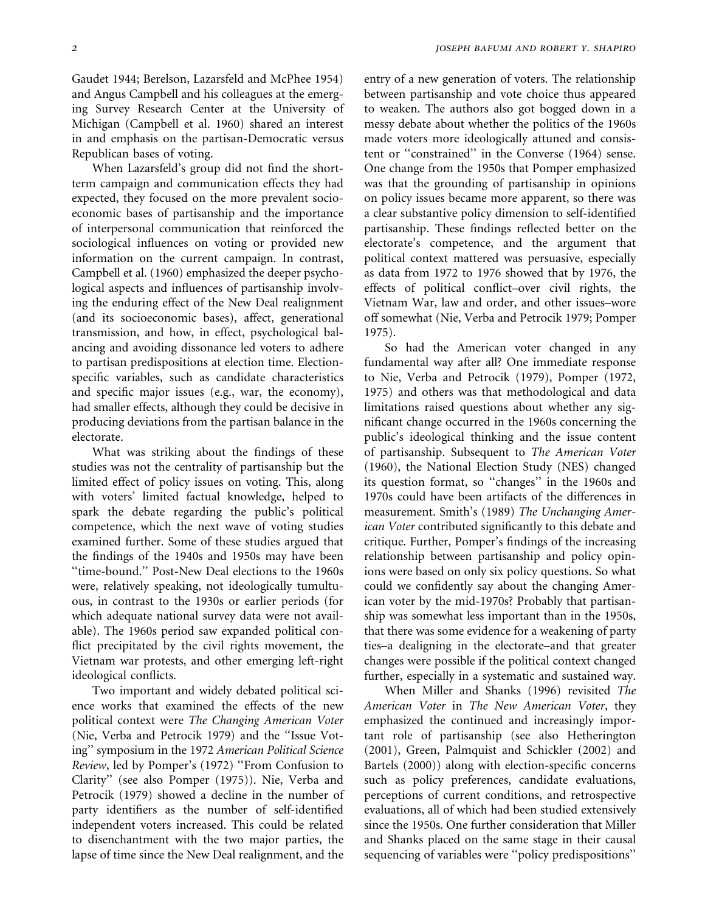Gaudet 1944; Berelson, Lazarsfeld and McPhee 1954) and Angus Campbell and his colleagues at the emerging Survey Research Center at the University of Michigan (Campbell et al. 1960) shared an interest in and emphasis on the partisan-Democratic versus Republican bases of voting.

When Lazarsfeld's group did not find the short-term campaign and communication effects they had expected, they focused on the more prevalent socioeconomic bases of partisanship and the importance of interpersonal communication that reinforced the sociological influences on voting or provided new information on the current campaign. In contrast, Campbell et al. (1960) emphasized the deeper psychological aspects and influences of partisanship involving the enduring effect of the New Deal realignment (and its socioeconomic bases), affect, generational transmission, and how, in effect, psychological balancing and avoiding dissonance led voters to adhere to partisan predispositions at election time. Election-specific variables, such as candidate characteristics and specific major issues (e.g., war, the economy), had smaller effects, although they could be decisive in producing deviations from the partisan balance in the electorate.

What was striking about the findings of these studies was not the centrality of partisanship but the limited effect of policy issues on voting. This, along with voters' limited factual knowledge, helped to spark the debate regarding the public's political competence, which the next wave of voting studies examined further. Some of these studies argued that the findings of the 1940s and 1950s may have been "time-bound." Post-New Deal elections to the 1960s were, relatively speaking, not ideologically tumultuous, in contrast to the 1930s or earlier periods (for which adequate national survey data were not available). The 1960s period saw expanded political conflict precipitated by the civil rights movement, the Vietnam war protests, and other emerging left-right ideological conflicts.

Two important and widely debated political science works that examined the effects of the new political context were *The Changing American Voter* (Nie, Verba and Petrocik 1979) and the "Issue Voting" symposium in the 1972 *American Political Science Review*, led by Pomper's (1972) "From Confusion to Clarity" (see also Pomper (1975)). Nie, Verba and Petrocik (1979) showed a decline in the number of party identifiers as the number of self-identified independent voters increased. This could be related to disenchantment with the two major parties, the lapse of time since the New Deal realignment, and the entry of a new generation of voters. The relationship between partisanship and vote choice thus appeared to weaken. The authors also got bogged down in a messy debate about whether the politics of the 1960s made voters more ideologically attuned and consistent or "constrained" in the Converse (1964) sense. One change from the 1950s that Pomper emphasized was that the grounding of partisanship in opinions on policy issues became more apparent, so there was a clear substantive policy dimension to self-identified partisanship. These findings reflected better on the electorate's competence, and the argument that political context mattered was persuasive, especially as data from 1972 to 1976 showed that by 1976, the effects of political conflict–over civil rights, the Vietnam War, law and order, and other issues–wore off somewhat (Nie, Verba and Petrocik 1979; Pomper 1975).

So had the American voter changed in any fundamental way after all? One immediate response to Nie, Verba and Petrocik (1979), Pomper (1972, 1975) and others was that methodological and data limitations raised questions about whether any significant change occurred in the 1960s concerning the public's ideological thinking and the issue content of partisanship. Subsequent to *The American Voter* (1960), the National Election Study (NES) changed its question format, so "changes" in the 1960s and 1970s could have been artifacts of the differences in measurement. Smith's (1989) *The Unchanging American Voter* contributed significantly to this debate and critique. Further, Pomper's findings of the increasing relationship between partisanship and policy opinions were based on only six policy questions. So what could we confidently say about the changing American voter by the mid-1970s? Probably that partisanship was somewhat less important than in the 1950s, that there was some evidence for a weakening of party ties–a dealigning in the electorate–and that greater changes were possible if the political context changed further, especially in a systematic and sustained way.

When Miller and Shanks (1996) revisited *The American Voter* in *The New American Voter*, they emphasized the continued and increasingly important role of partisanship (see also Hetherington (2001), Green, Palmquist and Schickler (2002) and Bartels (2000)) along with election-specific concerns such as policy preferences, candidate evaluations, perceptions of current conditions, and retrospective evaluations, all of which had been studied extensively since the 1950s. One further consideration that Miller and Shanks placed on the same stage in their causal sequencing of variables were "policy predispositions"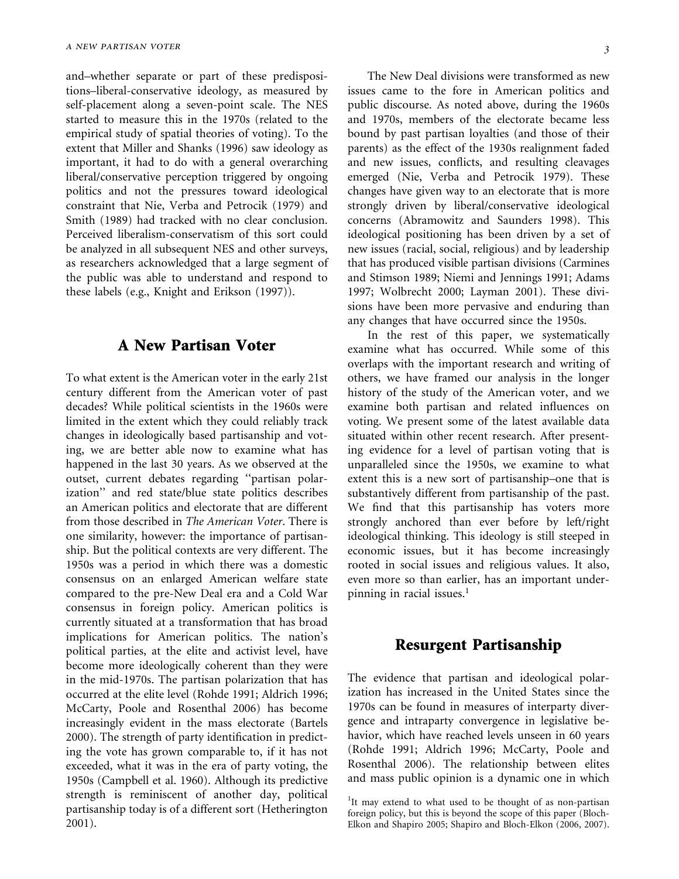and–whether separate or part of these predispositions–liberal-conservative ideology, as measured by self-placement along a seven-point scale. The NES started to measure this in the 1970s (related to the empirical study of spatial theories of voting). To the extent that Miller and Shanks (1996) saw ideology as important, it had to do with a general overarching liberal/conservative perception triggered by ongoing politics and not the pressures toward ideological constraint that Nie, Verba and Petrocik (1979) and Smith (1989) had tracked with no clear conclusion. Perceived liberalism-conservatism of this sort could be analyzed in all subsequent NES and other surveys, as researchers acknowledged that a large segment of the public was able to understand and respond to these labels (e.g., Knight and Erikson (1997)).

## A New Partisan Voter

To what extent is the American voter in the early 21st century different from the American voter of past decades? While political scientists in the 1960s were limited in the extent which they could reliably track changes in ideologically based partisanship and voting, we are better able now to examine what has happened in the last 30 years. As we observed at the outset, current debates regarding "partisan polarization" and red state/blue state politics describes an American politics and electorate that are different from those described in *The American Voter*. There is one similarity, however: the importance of partisanship. But the political contexts are very different. The 1950s was a period in which there was a domestic consensus on an enlarged American welfare state compared to the pre-New Deal era and a Cold War consensus in foreign policy. American politics is currently situated at a transformation that has broad implications for American politics. The nation's political parties, at the elite and activist level, have become more ideologically coherent than they were in the mid-1970s. The partisan polarization that has occurred at the elite level (Rohde 1991; Aldrich 1996; McCarty, Poole and Rosenthal 2006) has become increasingly evident in the mass electorate (Bartels 2000). The strength of party identification in predicting the vote has grown comparable to, if it has not exceeded, what it was in the era of party voting, the 1950s (Campbell et al. 1960). Although its predictive strength is reminiscent of another day, political partisanship today is of a different sort (Hetherington 2001).

The New Deal divisions were transformed as new issues came to the fore in American politics and public discourse. As noted above, during the 1960s and 1970s, members of the electorate became less bound by past partisan loyalties (and those of their parents) as the effect of the 1930s realignment faded and new issues, conflicts, and resulting cleavages emerged (Nie, Verba and Petrocik 1979). These changes have given way to an electorate that is more strongly driven by liberal/conservative ideological concerns (Abramowitz and Saunders 1998). This ideological positioning has been driven by a set of new issues (racial, social, religious) and by leadership that has produced visible partisan divisions (Carmines and Stimson 1989; Niemi and Jennings 1991; Adams 1997; Wolbrecht 2000; Layman 2001). These divisions have been more pervasive and enduring than any changes that have occurred since the 1950s.

In the rest of this paper, we systematically examine what has occurred. While some of this overlaps with the important research and writing of others, we have framed our analysis in the longer history of the study of the American voter, and we examine both partisan and related influences on voting. We present some of the latest available data situated within other recent research. After presenting evidence for a level of partisan voting that is unparalleled since the 1950s, we examine to what extent this is a new sort of partisanship–one that is substantively different from partisanship of the past. We find that this partisanship has voters more strongly anchored than ever before by left/right ideological thinking. This ideology is still steeped in economic issues, but it has become increasingly rooted in social issues and religious values. It also, even more so than earlier, has an important underpinning in racial issues.[1]

## Resurgent Partisanship

The evidence that partisan and ideological polarization has increased in the United States since the 1970s can be found in measures of interparty divergence and intraparty convergence in legislative behavior, which have reached levels unseen in 60 years (Rohde 1991; Aldrich 1996; McCarty, Poole and Rosenthal 2006). The relationship between elites and mass public opinion is a dynamic one in which

[1]It may extend to what used to be thought of as non-partisan foreign policy, but this is beyond the scope of this paper (Bloch-Elkon and Shapiro 2005; Shapiro and Bloch-Elkon (2006, 2007).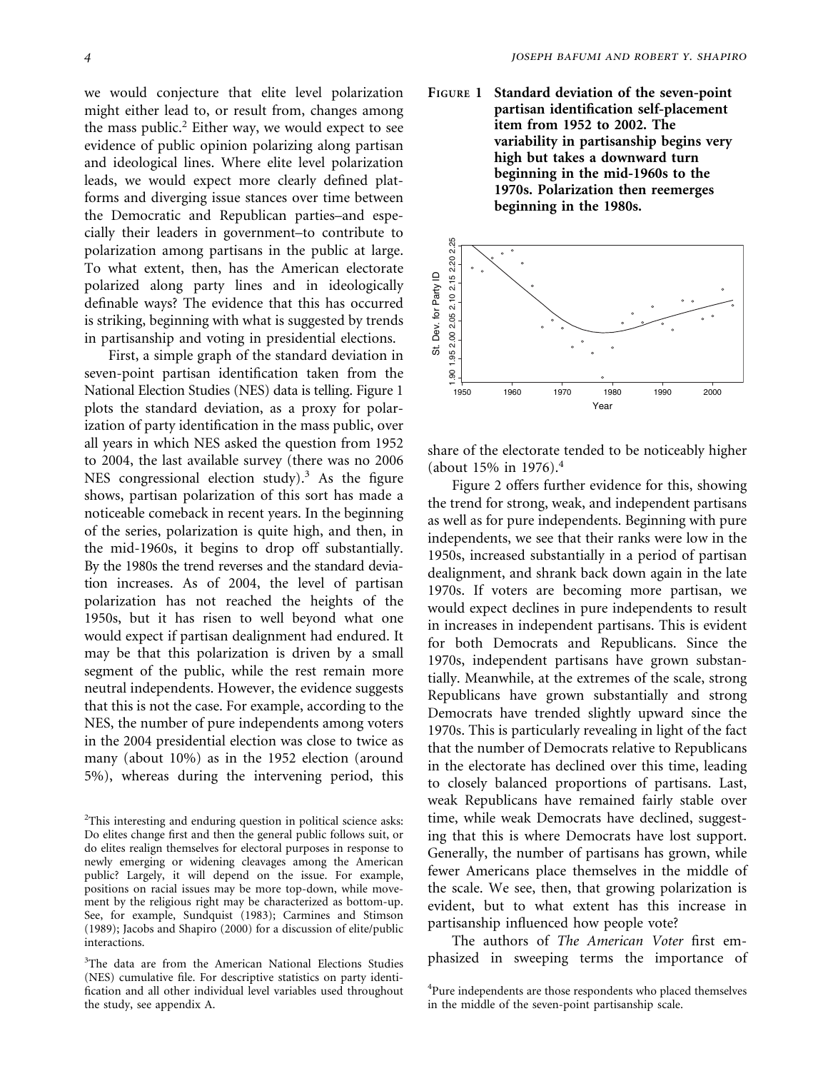we would conjecture that elite level polarization might either lead to, or result from, changes among the mass public.[2] Either way, we would expect to see evidence of public opinion polarizing along partisan and ideological lines. Where elite level polarization leads, we would expect more clearly defined platforms and diverging issue stances over time between the Democratic and Republican parties–and especially their leaders in government–to contribute to polarization among partisans in the public at large. To what extent, then, has the American electorate polarized along party lines and in ideologically definable ways? The evidence that this has occurred is striking, beginning with what is suggested by trends in partisanship and voting in presidential elections.

First, a simple graph of the standard deviation in seven-point partisan identification taken from the National Election Studies (NES) data is telling. Figure 1 plots the standard deviation, as a proxy for polarization of party identification in the mass public, over all years in which NES asked the question from 1952 to 2004, the last available survey (there was no 2006 NES congressional election study).[3] As the figure shows, partisan polarization of this sort has made a noticeable comeback in recent years. In the beginning of the series, polarization is quite high, and then, in the mid-1960s, it begins to drop off substantially. By the 1980s the trend reverses and the standard deviation increases. As of 2004, the level of partisan polarization has not reached the heights of the 1950s, but it has risen to well beyond what one would expect if partisan dealignment had endured. It may be that this polarization is driven by a small segment of the public, while the rest remain more neutral independents. However, the evidence suggests that this is not the case. For example, according to the NES, the number of pure independents among voters in the 2004 presidential election was close to twice as many (about 10%) as in the 1952 election (around 5%), whereas during the intervening period, this share of the electorate tended to be noticeably higher (about 15% in 1976).[4]

**Figure 1 Standard deviation of the seven-point partisan identification self-placement item from 1952 to 2002. The variability in partisanship begins very high but takes a downward turn beginning in the mid-1960s to the 1970s. Polarization then reemerges beginning in the 1980s.**

Figure 2 offers further evidence for this, showing the trend for strong, weak, and independent partisans as well as for pure independents. Beginning with pure independents, we see that their ranks were low in the 1950s, increased substantially in a period of partisan dealignment, and shrank back down again in the late 1970s. If voters are becoming more partisan, we would expect declines in pure independents to result in increases in independent partisans. This is evident for both Democrats and Republicans. Since the 1970s, independent partisans have grown substantially. Meanwhile, at the extremes of the scale, strong Republicans have grown substantially and strong Democrats have trended slightly upward since the 1970s. This is particularly revealing in light of the fact that the number of Democrats relative to Republicans in the electorate has declined over this time, leading to closely balanced proportions of partisans. Last, weak Republicans have remained fairly stable over time, while weak Democrats have declined, suggesting that this is where Democrats have lost support. Generally, the number of partisans has grown, while fewer Americans place themselves in the middle of the scale. We see, then, that growing polarization is evident, but to what extent has this increase in partisanship influenced how people vote?

The authors of *The American Voter* first emphasized in sweeping terms the importance of

[2]This interesting and enduring question in political science asks: Do elites change first and then the general public follows suit, or do elites realign themselves for electoral purposes in response to newly emerging or widening cleavages among the American public? Largely, it will depend on the issue. For example, positions on racial issues may be more top-down, while movement by the religious right may be characterized as bottom-up. See, for example, Sundquist (1983); Carmines and Stimson (1989); Jacobs and Shapiro (2000) for a discussion of elite/public interactions.

[3]The data are from the American National Elections Studies (NES) cumulative file. For descriptive statistics on party identification and all other individual level variables used throughout the study, see appendix A.

[4]Pure independents are those respondents who placed themselves in the middle of the seven-point partisanship scale.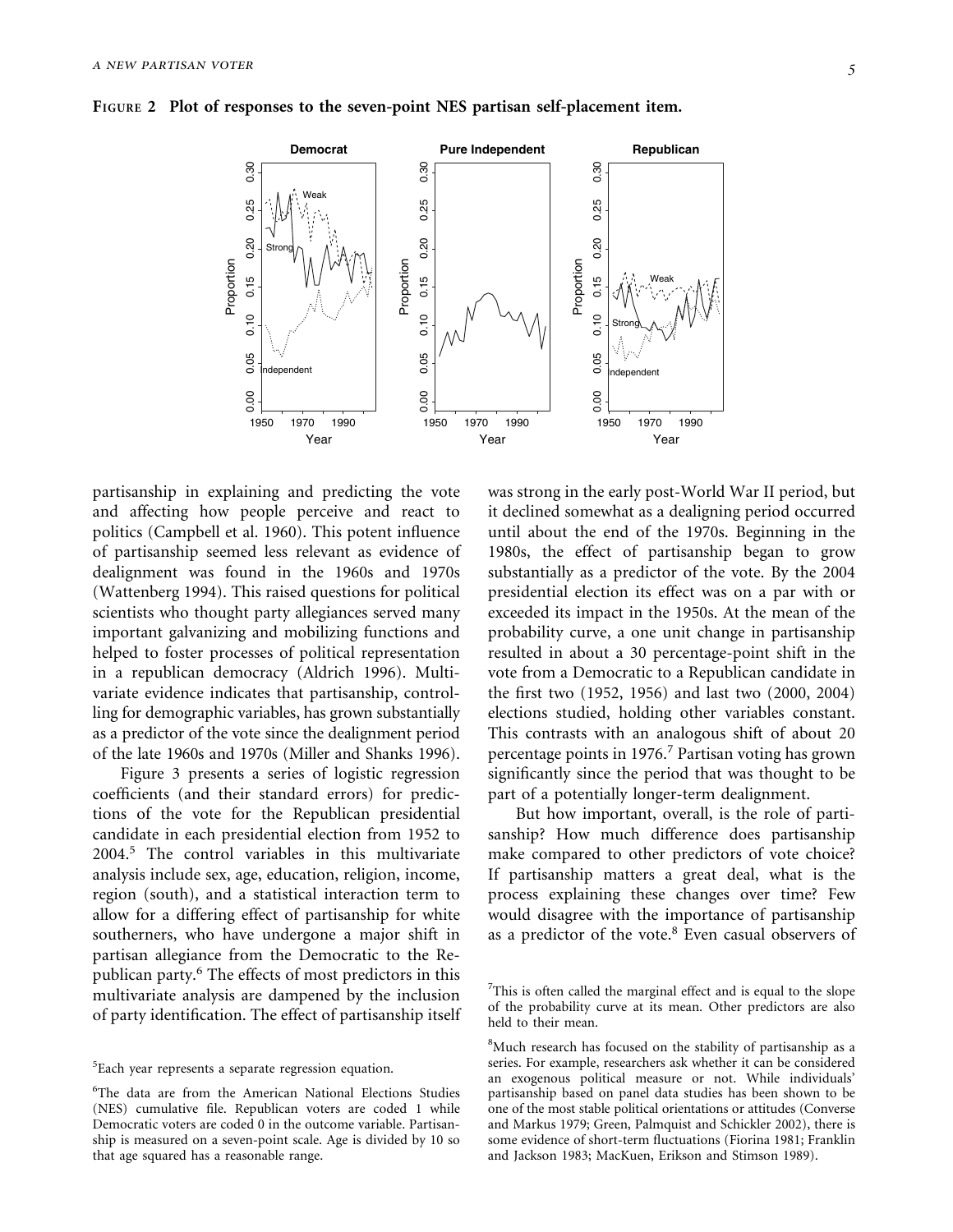FIGURE 2 Plot of responses to the seven-point NES partisan self-placement item.

partisanship in explaining and predicting the vote and affecting how people perceive and react to politics (Campbell et al. 1960). This potent influence of partisanship seemed less relevant as evidence of dealignment was found in the 1960s and 1970s (Wattenberg 1994). This raised questions for political scientists who thought party allegiances served many important galvanizing and mobilizing functions and helped to foster processes of political representation in a republican democracy (Aldrich 1996). Multivariate evidence indicates that partisanship, controlling for demographic variables, has grown substantially as a predictor of the vote since the dealignment period of the late 1960s and 1970s (Miller and Shanks 1996).

Figure 3 presents a series of logistic regression coefficients (and their standard errors) for predictions of the vote for the Republican presidential candidate in each presidential election from 1952 to 2004.[5] The control variables in this multivariate analysis include sex, age, education, religion, income, region (south), and a statistical interaction term to allow for a differing effect of partisanship for white southerners, who have undergone a major shift in partisan allegiance from the Democratic to the Republican party.[6] The effects of most predictors in this multivariate analysis are dampened by the inclusion of party identification. The effect of partisanship itself was strong in the early post-World War II period, but it declined somewhat as a dealigning period occurred until about the end of the 1970s. Beginning in the 1980s, the effect of partisanship began to grow substantially as a predictor of the vote. By the 2004 presidential election its effect was on a par with or exceeded its impact in the 1950s. At the mean of the probability curve, a one unit change in partisanship resulted in about a 30 percentage-point shift in the vote from a Democratic to a Republican candidate in the first two (1952, 1956) and last two (2000, 2004) elections studied, holding other variables constant. This contrasts with an analogous shift of about 20 percentage points in 1976.[7] Partisan voting has grown significantly since the period that was thought to be part of a potentially longer-term dealignment.

But how important, overall, is the role of partisanship? How much difference does partisanship make compared to other predictors of vote choice? If partisanship matters a great deal, what is the process explaining these changes over time? Few would disagree with the importance of partisanship as a predictor of the vote.[8] Even casual observers of

[5]Each year represents a separate regression equation.

[6]The data are from the American National Elections Studies (NES) cumulative file. Republican voters are coded 1 while Democratic voters are coded 0 in the outcome variable. Partisanship is measured on a seven-point scale. Age is divided by 10 so that age squared has a reasonable range.

[7]This is often called the marginal effect and is equal to the slope of the probability curve at its mean. Other predictors are also held to their mean.

[8]Much research has focused on the stability of partisanship as a series. For example, researchers ask whether it can be considered an exogenous political measure or not. While individuals' partisanship based on panel data studies has been shown to be one of the most stable political orientations or attitudes (Converse and Markus 1979; Green, Palmquist and Schickler 2002), there is some evidence of short-term fluctuations (Fiorina 1981; Franklin and Jackson 1983; MacKuen, Erikson and Stimson 1989).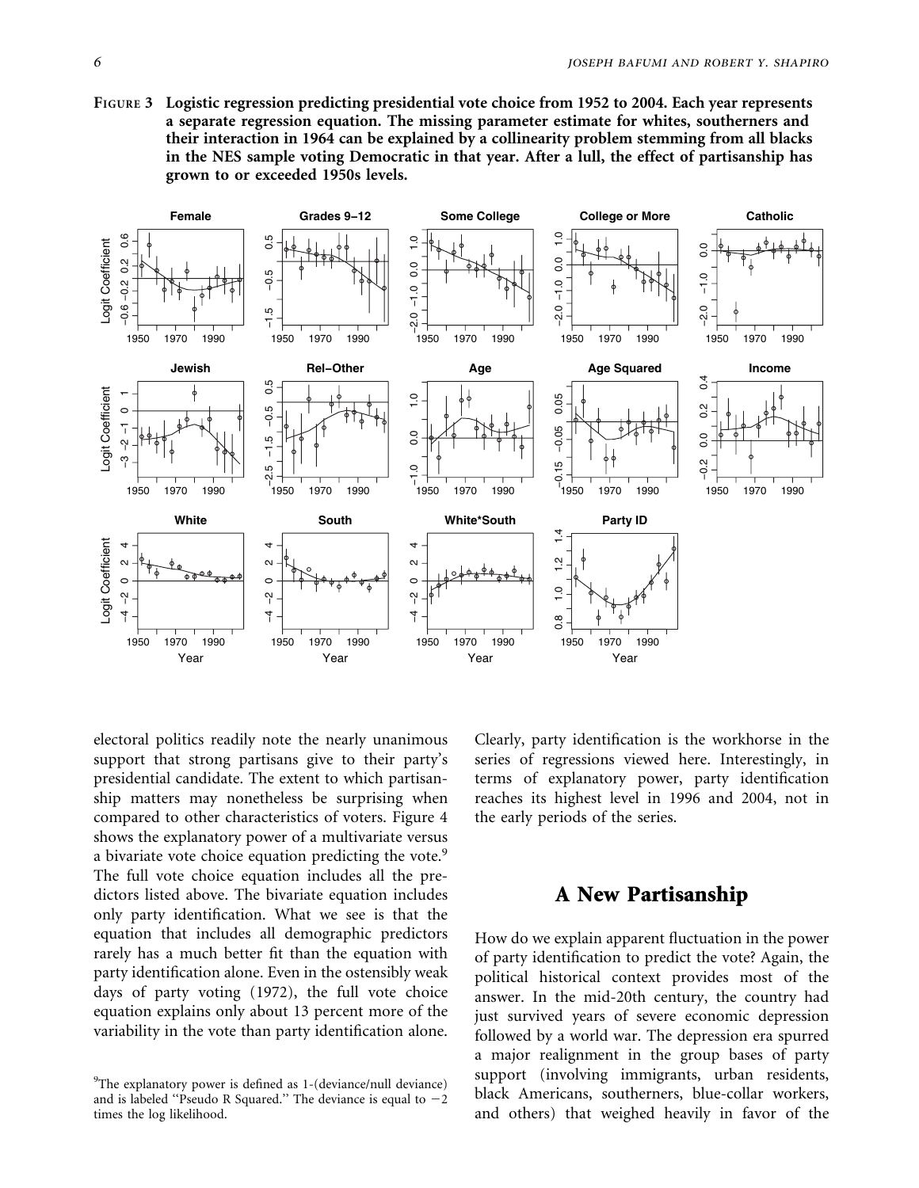**Figure 3** Logistic regression predicting presidential vote choice from 1952 to 2004. Each year represents a separate regression equation. The missing parameter estimate for whites, southerners and their interaction in 1964 can be explained by a collinearity problem stemming from all blacks in the NES sample voting Democratic in that year. After a lull, the effect of partisanship has grown to or exceeded 1950s levels.

electoral politics readily note the nearly unanimous support that strong partisans give to their party's presidential candidate. The extent to which partisanship matters may nonetheless be surprising when compared to other characteristics of voters. Figure 4 shows the explanatory power of a multivariate versus a bivariate vote choice equation predicting the vote.[9] The full vote choice equation includes all the predictors listed above. The bivariate equation includes only party identification. What we see is that the equation that includes all demographic predictors rarely has a much better fit than the equation with party identification alone. Even in the ostensibly weak days of party voting (1972), the full vote choice equation explains only about 13 percent more of the variability in the vote than party identification alone.

Clearly, party identification is the workhorse in the series of regressions viewed here. Interestingly, in terms of explanatory power, party identification reaches its highest level in 1996 and 2004, not in the early periods of the series.

## A New Partisanship

How do we explain apparent fluctuation in the power of party identification to predict the vote? Again, the political historical context provides most of the answer. In the mid-20th century, the country had just survived years of severe economic depression followed by a world war. The depression era spurred a major realignment in the group bases of party support (involving immigrants, urban residents, black Americans, southerners, blue-collar workers, and others) that weighed heavily in favor of the

[9]The explanatory power is defined as 1-(deviance/null deviance) and is labeled "Pseudo R Squared." The deviance is equal to $-2$ times the log likelihood.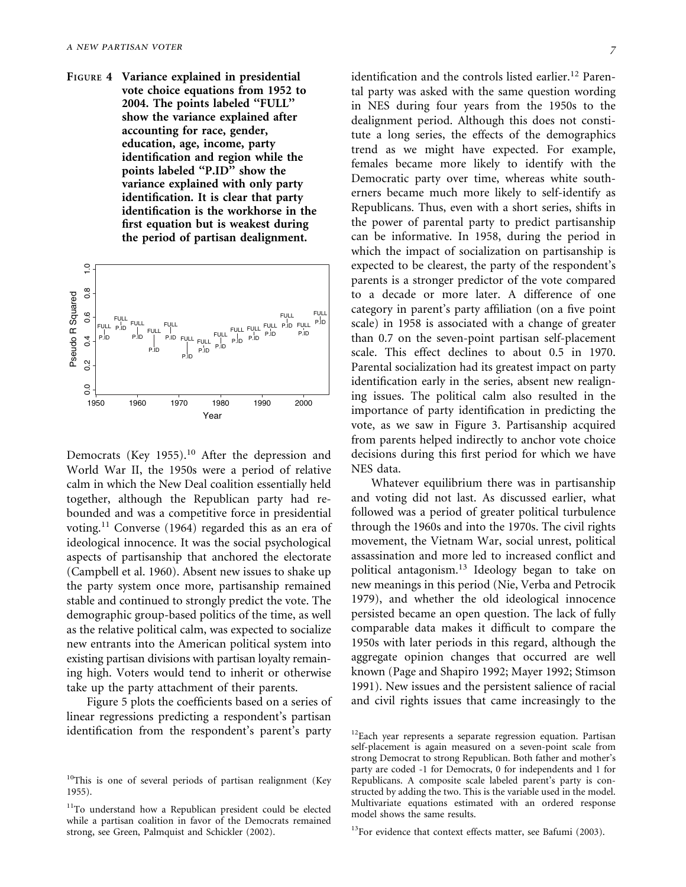**FIGURE 4 Variance explained in presidential vote choice equations from 1952 to 2004. The points labeled "FULL" show the variance explained after accounting for race, gender, education, age, income, party identification and region while the points labeled "P.ID" show the variance explained with only party identification. It is clear that party identification is the workhorse in the first equation but is weakest during the period of partisan dealignment.**

Democrats (Key 1955).[10] After the depression and World War II, the 1950s were a period of relative calm in which the New Deal coalition essentially held together, although the Republican party had rebounded and was a competitive force in presidential voting.[11] Converse (1964) regarded this as an era of ideological innocence. It was the social psychological aspects of partisanship that anchored the electorate (Campbell et al. 1960). Absent new issues to shake up the party system once more, partisanship remained stable and continued to strongly predict the vote. The demographic group-based politics of the time, as well as the relative political calm, was expected to socialize new entrants into the American political system into existing partisan divisions with partisan loyalty remaining high. Voters would tend to inherit or otherwise take up the party attachment of their parents.

Figure 5 plots the coefficients based on a series of linear regressions predicting a respondent's partisan identification from the respondent's parent's party identification and the controls listed earlier.[12] Parental party was asked with the same question wording in NES during four years from the 1950s to the dealignment period. Although this does not constitute a long series, the effects of the demographics trend as we might have expected. For example, females became more likely to identify with the Democratic party over time, whereas white southerners became much more likely to self-identify as Republicans. Thus, even with a short series, shifts in the power of parental party to predict partisanship can be informative. In 1958, during the period in which the impact of socialization on partisanship is expected to be clearest, the party of the respondent's parents is a stronger predictor of the vote compared to a decade or more later. A difference of one category in parent's party affiliation (on a five point scale) in 1958 is associated with a change of greater than 0.7 on the seven-point partisan self-placement scale. This effect declines to about 0.5 in 1970. Parental socialization had its greatest impact on party identification early in the series, absent new realigning issues. The political calm also resulted in the importance of party identification in predicting the vote, as we saw in Figure 3. Partisanship acquired from parents helped indirectly to anchor vote choice decisions during this first period for which we have NES data.

Whatever equilibrium there was in partisanship and voting did not last. As discussed earlier, what followed was a period of greater political turbulence through the 1960s and into the 1970s. The civil rights movement, the Vietnam War, social unrest, political assassination and more led to increased conflict and political antagonism.[13] Ideology began to take on new meanings in this period (Nie, Verba and Petrocik 1979), and whether the old ideological innocence persisted became an open question. The lack of fully comparable data makes it difficult to compare the 1950s with later periods in this regard, although the aggregate opinion changes that occurred are well known (Page and Shapiro 1992; Mayer 1992; Stimson 1991). New issues and the persistent salience of racial and civil rights issues that came increasingly to the

[10]This is one of several periods of partisan realignment (Key 1955).

[11]To understand how a Republican president could be elected while a partisan coalition in favor of the Democrats remained strong, see Green, Palmquist and Schickler (2002).

[12]Each year represents a separate regression equation. Partisan self-placement is again measured on a seven-point scale from strong Democrat to strong Republican. Both father and mother's party are coded -1 for Democrats, 0 for independents and 1 for Republicans. A composite scale labeled parent's party is constructed by adding the two. This is the variable used in the model. Multivariate equations estimated with an ordered response model shows the same results.

[13]For evidence that context effects matter, see Bafumi (2003).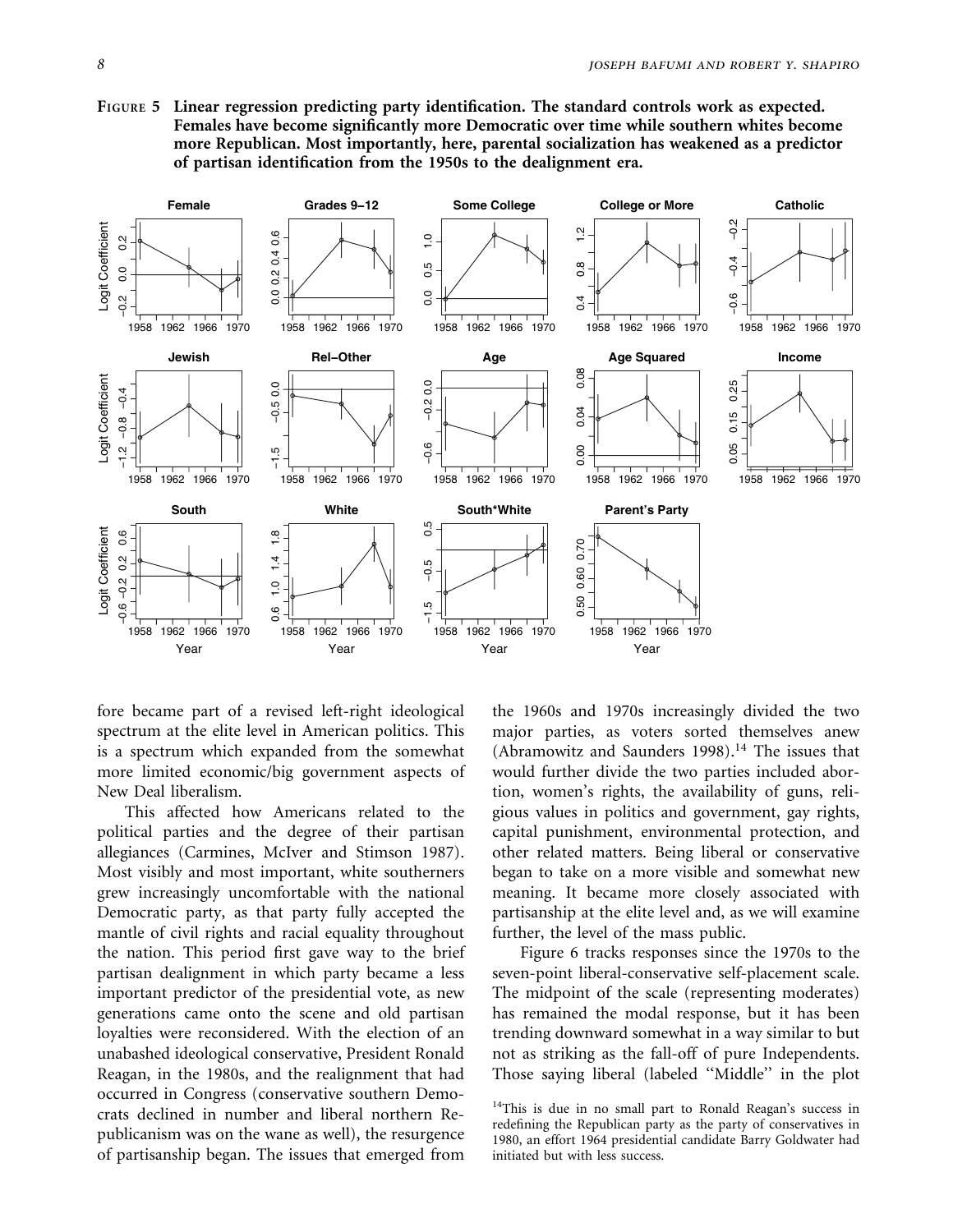**Figure 5 Linear regression predicting party identification. The standard controls work as expected. Females have become significantly more Democratic over time while southern whites become more Republican. Most importantly, here, parental socialization has weakened as a predictor of partisan identification from the 1950s to the dealignment era.**

fore became part of a revised left-right ideological spectrum at the elite level in American politics. This is a spectrum which expanded from the somewhat more limited economic/big government aspects of New Deal liberalism.

This affected how Americans related to the political parties and the degree of their partisan allegiances (Carmines, McIver and Stimson 1987). Most visibly and most important, white southerners grew increasingly uncomfortable with the national Democratic party, as that party fully accepted the mantle of civil rights and racial equality throughout the nation. This period first gave way to the brief partisan dealignment in which party became a less important predictor of the presidential vote, as new generations came onto the scene and old partisan loyalties were reconsidered. With the election of an unabashed ideological conservative, President Ronald Reagan, in the 1980s, and the realignment that had occurred in Congress (conservative southern Democrats declined in number and liberal northern Republicanism was on the wane as well), the resurgence of partisanship began. The issues that emerged from the 1960s and 1970s increasingly divided the two major parties, as voters sorted themselves anew (Abramowitz and Saunders 1998).[14] The issues that would further divide the two parties included abortion, women's rights, the availability of guns, religious values in politics and government, gay rights, capital punishment, environmental protection, and other related matters. Being liberal or conservative began to take on a more visible and somewhat new meaning. It became more closely associated with partisanship at the elite level and, as we will examine further, the level of the mass public.

Figure 6 tracks responses since the 1970s to the seven-point liberal-conservative self-placement scale. The midpoint of the scale (representing moderates) has remained the modal response, but it has been trending downward somewhat in a way similar to but not as striking as the fall-off of pure Independents. Those saying liberal (labeled "Middle" in the plot

[14]This is due in no small part to Ronald Reagan's success in redefining the Republican party as the party of conservatives in 1980, an effort 1964 presidential candidate Barry Goldwater had initiated but with less success.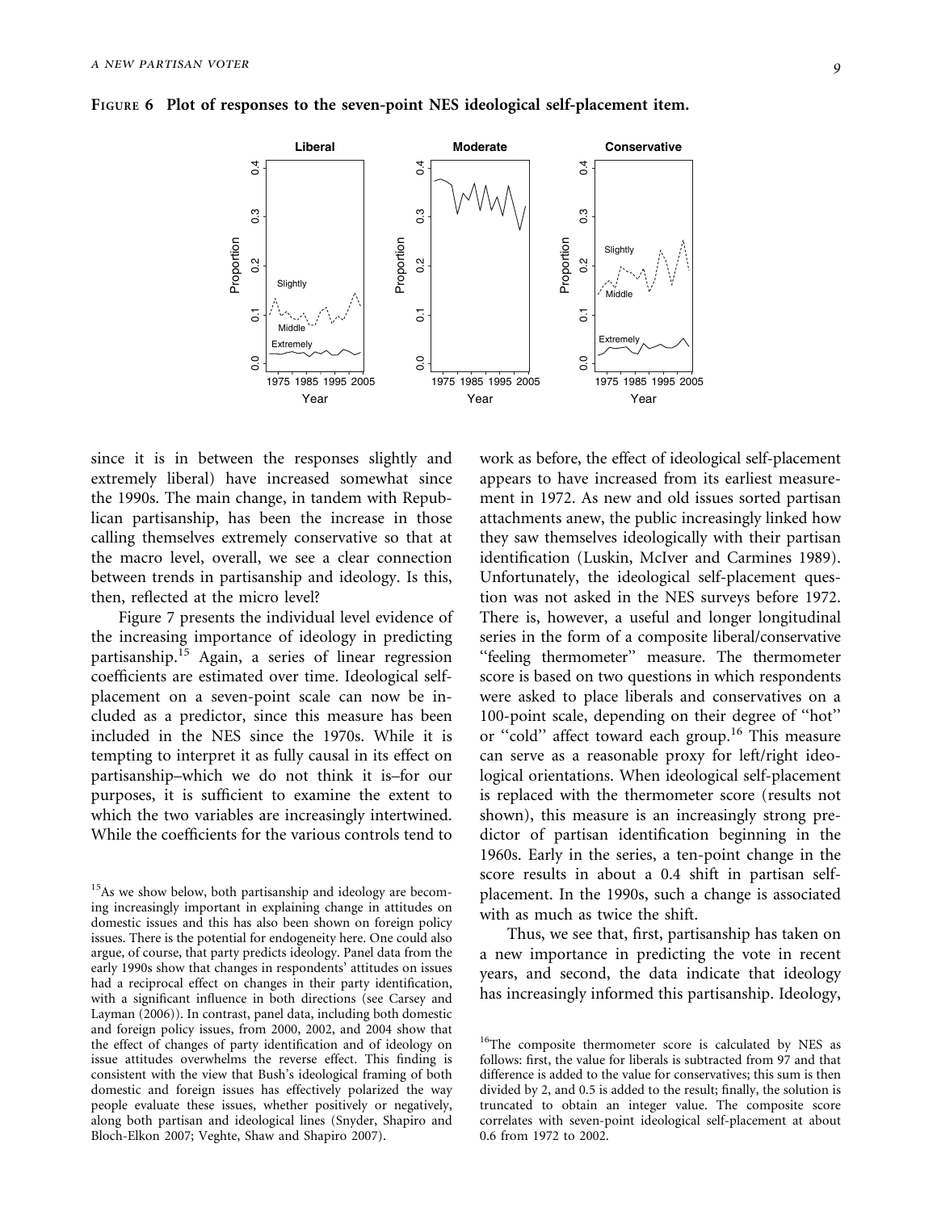**Figure 6 Plot of responses to the seven-point NES ideological self-placement item.**

since it is in between the responses slightly and extremely liberal) have increased somewhat since the 1990s. The main change, in tandem with Republican partisanship, has been the increase in those calling themselves extremely conservative so that at the macro level, overall, we see a clear connection between trends in partisanship and ideology. Is this, then, reflected at the micro level?

Figure 7 presents the individual level evidence of the increasing importance of ideology in predicting partisanship.[15] Again, a series of linear regression coefficients are estimated over time. Ideological self-placement on a seven-point scale can now be included as a predictor, since this measure has been included in the NES since the 1970s. While it is tempting to interpret it as fully causal in its effect on partisanship–which we do not think it is–for our purposes, it is sufficient to examine the extent to which the two variables are increasingly intertwined. While the coefficients for the various controls tend to work as before, the effect of ideological self-placement appears to have increased from its earliest measurement in 1972. As new and old issues sorted partisan attachments anew, the public increasingly linked how they saw themselves ideologically with their partisan identification (Luskin, McIver and Carmines 1989). Unfortunately, the ideological self-placement question was not asked in the NES surveys before 1972. There is, however, a useful and longer longitudinal series in the form of a composite liberal/conservative "feeling thermometer" measure. The thermometer score is based on two questions in which respondents were asked to place liberals and conservatives on a 100-point scale, depending on their degree of "hot" or "cold" affect toward each group.[16] This measure can serve as a reasonable proxy for left/right ideological orientations. When ideological self-placement is replaced with the thermometer score (results not shown), this measure is an increasingly strong predictor of partisan identification beginning in the 1960s. Early in the series, a ten-point change in the score results in about a 0.4 shift in partisan self-placement. In the 1990s, such a change is associated with as much as twice the shift.

Thus, we see that, first, partisanship has taken on a new importance in predicting the vote in recent years, and second, the data indicate that ideology has increasingly informed this partisanship. Ideology,

[15]As we show below, both partisanship and ideology are becoming increasingly important in explaining change in attitudes on domestic issues and this has also been shown on foreign policy issues. There is the potential for endogeneity here. One could also argue, of course, that party predicts ideology. Panel data from the early 1990s show that changes in respondents' attitudes on issues had a reciprocal effect on changes in their party identification, with a significant influence in both directions (see Carsey and Layman (2006)). In contrast, panel data, including both domestic and foreign policy issues, from 2000, 2002, and 2004 show that the effect of changes of party identification and of ideology on issue attitudes overwhelms the reverse effect. This finding is consistent with the view that Bush's ideological framing of both domestic and foreign issues has effectively polarized the way people evaluate these issues, whether positively or negatively, along both partisan and ideological lines (Snyder, Shapiro and Bloch-Elkon 2007; Veghte, Shaw and Shapiro 2007).

[16]The composite thermometer score is calculated by NES as follows: first, the value for liberals is subtracted from 97 and that difference is added to the value for conservatives; this sum is then divided by 2, and 0.5 is added to the result; finally, the solution is truncated to obtain an integer value. The composite score correlates with seven-point ideological self-placement at about 0.6 from 1972 to 2002.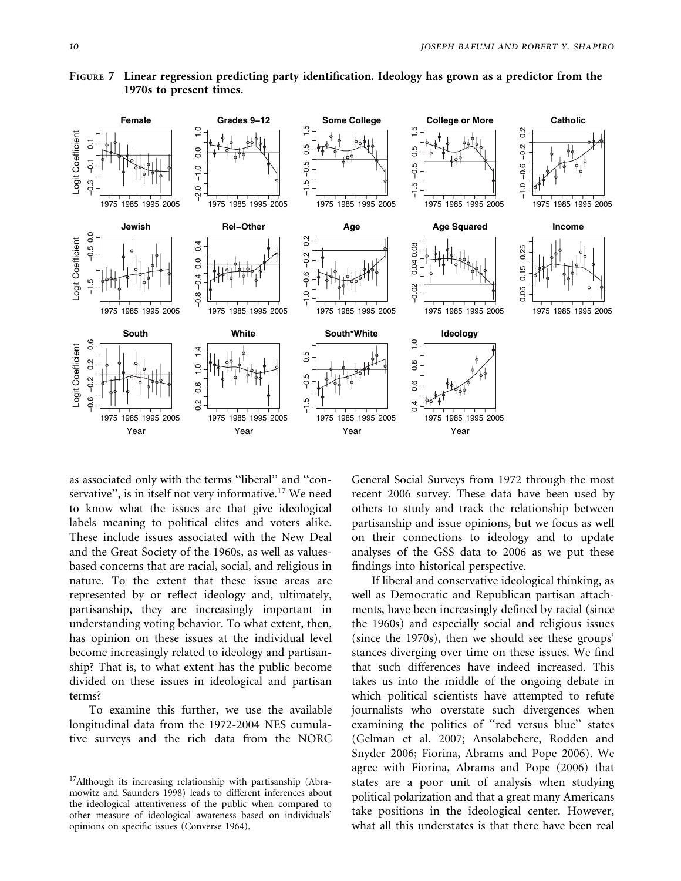**FIGURE 7 Linear regression predicting party identification. Ideology has grown as a predictor from the 1970s to present times.**

as associated only with the terms ''liberal'' and ''conservative'', is in itself not very informative.[17] We need to know what the issues are that give ideological labels meaning to political elites and voters alike. These include issues associated with the New Deal and the Great Society of the 1960s, as well as values-based concerns that are racial, social, and religious in nature. To the extent that these issue areas are represented by or reflect ideology and, ultimately, partisanship, they are increasingly important in understanding voting behavior. To what extent, then, has opinion on these issues at the individual level become increasingly related to ideology and partisanship? That is, to what extent has the public become divided on these issues in ideological and partisan terms?

To examine this further, we use the available longitudinal data from the 1972-2004 NES cumulative surveys and the rich data from the NORC General Social Surveys from 1972 through the most recent 2006 survey. These data have been used by others to study and track the relationship between partisanship and issue opinions, but we focus as well on their connections to ideology and to update analyses of the GSS data to 2006 as we put these findings into historical perspective.

If liberal and conservative ideological thinking, as well as Democratic and Republican partisan attachments, have been increasingly defined by racial (since the 1960s) and especially social and religious issues (since the 1970s), then we should see these groups' stances diverging over time on these issues. We find that such differences have indeed increased. This takes us into the middle of the ongoing debate in which political scientists have attempted to refute journalists who overstate such divergences when examining the politics of ''red versus blue'' states (Gelman et al. 2007; Ansolabehere, Rodden and Snyder 2006; Fiorina, Abrams and Pope 2006). We agree with Fiorina, Abrams and Pope (2006) that states are a poor unit of analysis when studying political polarization and that a great many Americans take positions in the ideological center. However, what all this understates is that there have been real

[17]Although its increasing relationship with partisanship (Abramowitz and Saunders 1998) leads to different inferences about the ideological attentiveness of the public when compared to other measure of ideological awareness based on individuals' opinions on specific issues (Converse 1964).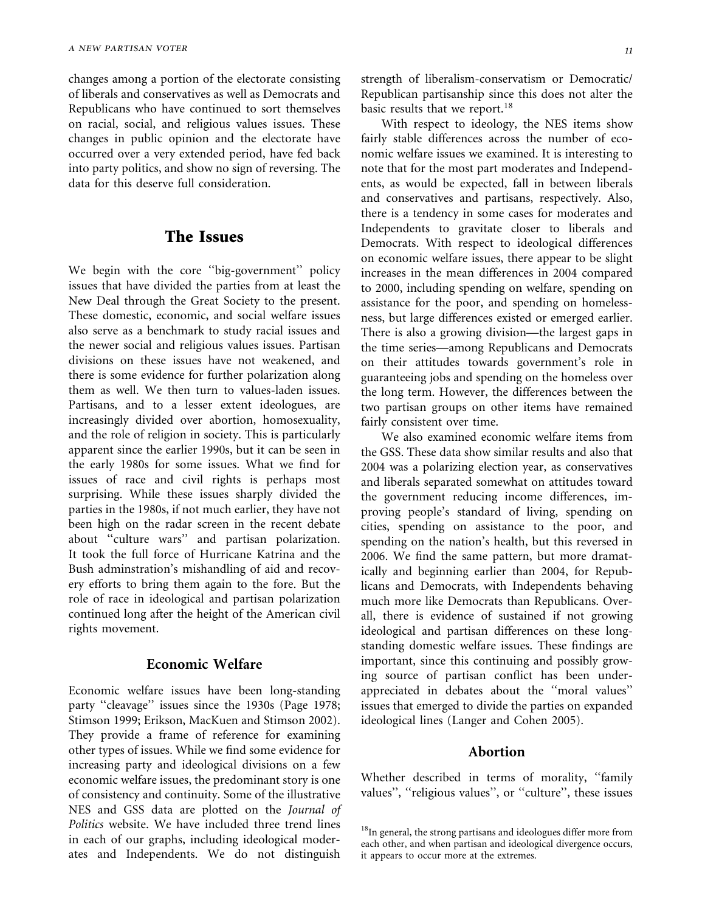changes among a portion of the electorate consisting of liberals and conservatives as well as Democrats and Republicans who have continued to sort themselves on racial, social, and religious values issues. These changes in public opinion and the electorate have occurred over a very extended period, have fed back into party politics, and show no sign of reversing. The data for this deserve full consideration.

## The Issues

We begin with the core ''big-government'' policy issues that have divided the parties from at least the New Deal through the Great Society to the present. These domestic, economic, and social welfare issues also serve as a benchmark to study racial issues and the newer social and religious values issues. Partisan divisions on these issues have not weakened, and there is some evidence for further polarization along them as well. We then turn to values-laden issues. Partisans, and to a lesser extent ideologues, are increasingly divided over abortion, homosexuality, and the role of religion in society. This is particularly apparent since the earlier 1990s, but it can be seen in the early 1980s for some issues. What we find for issues of race and civil rights is perhaps most surprising. While these issues sharply divided the parties in the 1980s, if not much earlier, they have not been high on the radar screen in the recent debate about ''culture wars'' and partisan polarization. It took the full force of Hurricane Katrina and the Bush adminstration's mishandling of aid and recovery efforts to bring them again to the fore. But the role of race in ideological and partisan polarization continued long after the height of the American civil rights movement.

### Economic Welfare

Economic welfare issues have been long-standing party ''cleavage'' issues since the 1930s (Page 1978; Stimson 1999; Erikson, MacKuen and Stimson 2002). They provide a frame of reference for examining other types of issues. While we find some evidence for increasing party and ideological divisions on a few economic welfare issues, the predominant story is one of consistency and continuity. Some of the illustrative NES and GSS data are plotted on the *Journal of Politics* website. We have included three trend lines in each of our graphs, including ideological moderates and Independents. We do not distinguish strength of liberalism-conservatism or Democratic/Republican partisanship since this does not alter the basic results that we report.[18]

With respect to ideology, the NES items show fairly stable differences across the number of economic welfare issues we examined. It is interesting to note that for the most part moderates and Independents, as would be expected, fall in between liberals and conservatives and partisans, respectively. Also, there is a tendency in some cases for moderates and Independents to gravitate closer to liberals and Democrats. With respect to ideological differences on economic welfare issues, there appear to be slight increases in the mean differences in 2004 compared to 2000, including spending on welfare, spending on assistance for the poor, and spending on homelessness, but large differences existed or emerged earlier. There is also a growing division—the largest gaps in the time series—among Republicans and Democrats on their attitudes towards government's role in guaranteeing jobs and spending on the homeless over the long term. However, the differences between the two partisan groups on other items have remained fairly consistent over time.

We also examined economic welfare items from the GSS. These data show similar results and also that 2004 was a polarizing election year, as conservatives and liberals separated somewhat on attitudes toward the government reducing income differences, improving people's standard of living, spending on cities, spending on assistance to the poor, and spending on the nation's health, but this reversed in 2006. We find the same pattern, but more dramatically and beginning earlier than 2004, for Republicans and Democrats, with Independents behaving much more like Democrats than Republicans. Overall, there is evidence of sustained if not growing ideological and partisan differences on these long-standing domestic welfare issues. These findings are important, since this continuing and possibly growing source of partisan conflict has been underappreciated in debates about the ''moral values'' issues that emerged to divide the parties on expanded ideological lines (Langer and Cohen 2005).

### Abortion

Whether described in terms of morality, ''family values'', ''religious values'', or ''culture'', these issues

[18]In general, the strong partisans and ideologues differ more from each other, and when partisan and ideological divergence occurs, it appears to occur more at the extremes.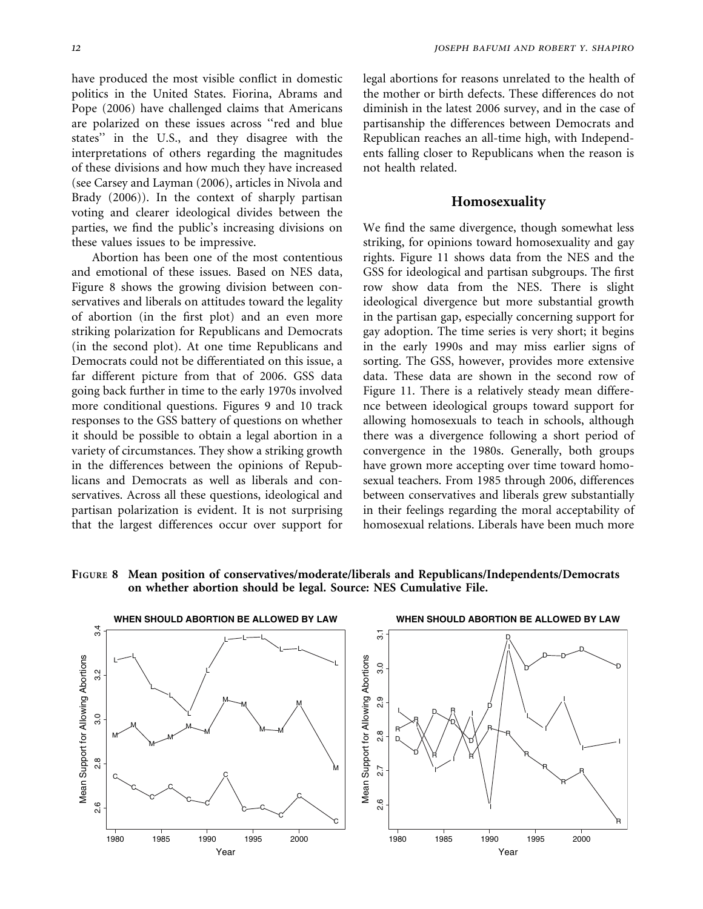have produced the most visible conflict in domestic politics in the United States. Fiorina, Abrams and Pope (2006) have challenged claims that Americans are polarized on these issues across "red and blue states" in the U.S., and they disagree with the interpretations of others regarding the magnitudes of these divisions and how much they have increased (see Carsey and Layman (2006), articles in Nivola and Brady (2006)). In the context of sharply partisan voting and clearer ideological divides between the parties, we find the public's increasing divisions on these values issues to be impressive.

Abortion has been one of the most contentious and emotional of these issues. Based on NES data, Figure 8 shows the growing division between conservatives and liberals on attitudes toward the legality of abortion (in the first plot) and an even more striking polarization for Republicans and Democrats (in the second plot). At one time Republicans and Democrats could not be differentiated on this issue, a far different picture from that of 2006. GSS data going back further in time to the early 1970s involved more conditional questions. Figures 9 and 10 track responses to the GSS battery of questions on whether it should be possible to obtain a legal abortion in a variety of circumstances. They show a striking growth in the differences between the opinions of Republicans and Democrats as well as liberals and conservatives. Across all these questions, ideological and partisan polarization is evident. It is not surprising that the largest differences occur over support for legal abortions for reasons unrelated to the health of the mother or birth defects. These differences do not diminish in the latest 2006 survey, and in the case of partisanship the differences between Democrats and Republican reaches an all-time high, with Independents falling closer to Republicans when the reason is not health related.

## Homosexuality

We find the same divergence, though somewhat less striking, for opinions toward homosexuality and gay rights. Figure 11 shows data from the NES and the GSS for ideological and partisan subgroups. The first row show data from the NES. There is slight ideological divergence but more substantial growth in the partisan gap, especially concerning support for gay adoption. The time series is very short; it begins in the early 1990s and may miss earlier signs of sorting. The GSS, however, provides more extensive data. These data are shown in the second row of Figure 11. There is a relatively steady mean difference between ideological groups toward support for allowing homosexuals to teach in schools, although there was a divergence following a short period of convergence in the 1980s. Generally, both groups have grown more accepting over time toward homosexual teachers. From 1985 through 2006, differences between conservatives and liberals grew substantially in their feelings regarding the moral acceptability of homosexual relations. Liberals have been much more

**FIGURE 8 Mean position of conservatives/moderate/liberals and Republicans/Independents/Democrats on whether abortion should be legal. Source: NES Cumulative File.**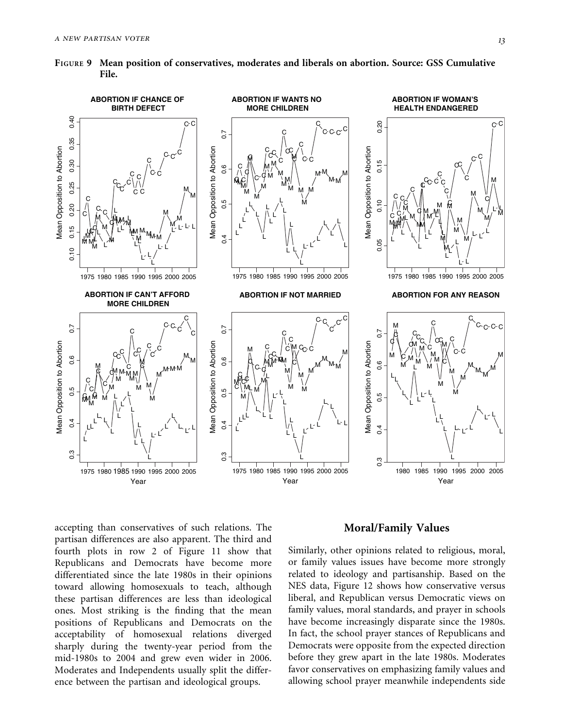**FIGURE 9 Mean position of conservatives, moderates and liberals on abortion. Source: GSS Cumulative File.**

accepting than conservatives of such relations. The partisan differences are also apparent. The third and fourth plots in row 2 of Figure 11 show that Republicans and Democrats have become more differentiated since the late 1980s in their opinions toward allowing homosexuals to teach, although these partisan differences are less than ideological ones. Most striking is the finding that the mean positions of Republicans and Democrats on the acceptability of homosexual relations diverged sharply during the twenty-year period from the mid-1980s to 2004 and grew even wider in 2006. Moderates and Independents usually split the difference between the partisan and ideological groups.

## Moral/Family Values

Similarly, other opinions related to religious, moral, or family values issues have become more strongly related to ideology and partisanship. Based on the NES data, Figure 12 shows how conservative versus liberal, and Republican versus Democratic views on family values, moral standards, and prayer in schools have become increasingly disparate since the 1980s. In fact, the school prayer stances of Republicans and Democrats were opposite from the expected direction before they grew apart in the late 1980s. Moderates favor conservatives on emphasizing family values and allowing school prayer meanwhile independents side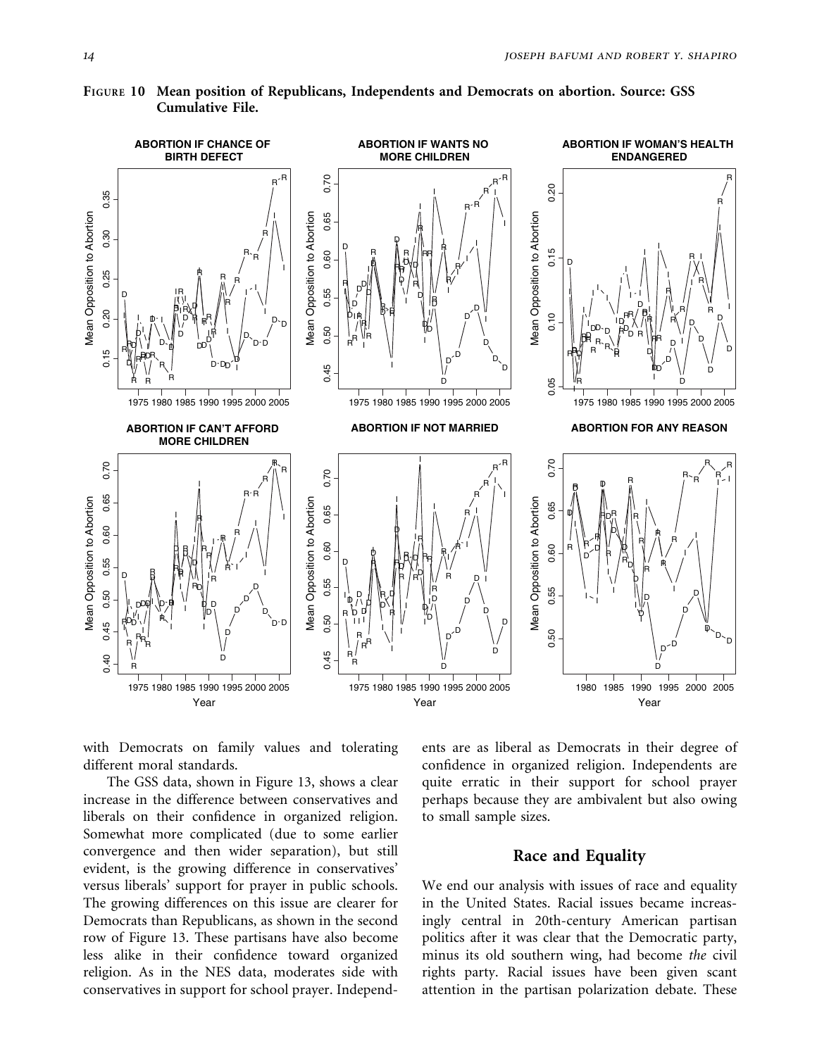**Figure 10 Mean position of Republicans, Independents and Democrats on abortion. Source: GSS Cumulative File.**

with Democrats on family values and tolerating different moral standards.

The GSS data, shown in Figure 13, shows a clear increase in the difference between conservatives and liberals on their confidence in organized religion. Somewhat more complicated (due to some earlier convergence and then wider separation), but still evident, is the growing difference in conservatives' versus liberals' support for prayer in public schools. The growing differences on this issue are clearer for Democrats than Republicans, as shown in the second row of Figure 13. These partisans have also become less alike in their confidence toward organized religion. As in the NES data, moderates side with conservatives in support for school prayer. Independents are as liberal as Democrats in their degree of confidence in organized religion. Independents are quite erratic in their support for school prayer perhaps because they are ambivalent but also owing to small sample sizes.

## Race and Equality

We end our analysis with issues of race and equality in the United States. Racial issues became increasingly central in 20th-century American partisan politics after it was clear that the Democratic party, minus its old southern wing, had become *the* civil rights party. Racial issues have been given scant attention in the partisan polarization debate. These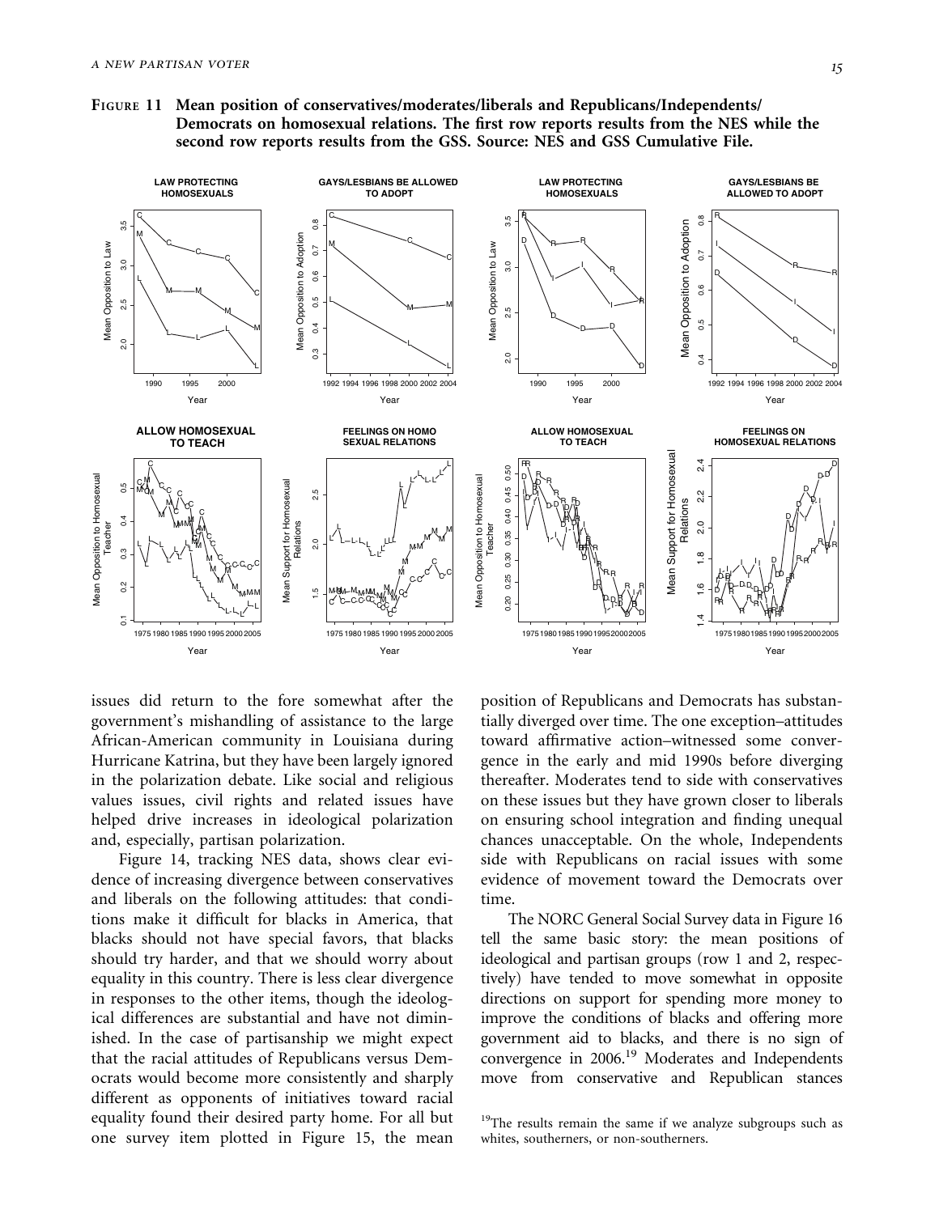**Figure 11** Mean position of conservatives/moderates/liberals and Republicans/Independents/Democrats on homosexual relations. The first row reports results from the NES while the second row reports results from the GSS. Source: NES and GSS Cumulative File.

issues did return to the fore somewhat after the government's mishandling of assistance to the large African-American community in Louisiana during Hurricane Katrina, but they have been largely ignored in the polarization debate. Like social and religious values issues, civil rights and related issues have helped drive increases in ideological polarization and, especially, partisan polarization.

Figure 14, tracking NES data, shows clear evidence of increasing divergence between conservatives and liberals on the following attitudes: that conditions make it difficult for blacks in America, that blacks should not have special favors, that blacks should try harder, and that we should worry about equality in this country. There is less clear divergence in responses to the other items, though the ideological differences are substantial and have not diminished. In the case of partisanship we might expect that the racial attitudes of Republicans versus Democrats would become more consistently and sharply different as opponents of initiatives toward racial equality found their desired party home. For all but one survey item plotted in Figure 15, the mean position of Republicans and Democrats has substantially diverged over time. The one exception–attitudes toward affirmative action–witnessed some convergence in the early and mid 1990s before diverging thereafter. Moderates tend to side with conservatives on these issues but they have grown closer to liberals on ensuring school integration and finding unequal chances unacceptable. On the whole, Independents side with Republicans on racial issues with some evidence of movement toward the Democrats over time.

The NORC General Social Survey data in Figure 16 tell the same basic story: the mean positions of ideological and partisan groups (row 1 and 2, respectively) have tended to move somewhat in opposite directions on support for spending more money to improve the conditions of blacks and offering more government aid to blacks, and there is no sign of convergence in 2006.[19] Moderates and Independents move from conservative and Republican stances

[19]The results remain the same if we analyze subgroups such as whites, southerners, or non-southerners.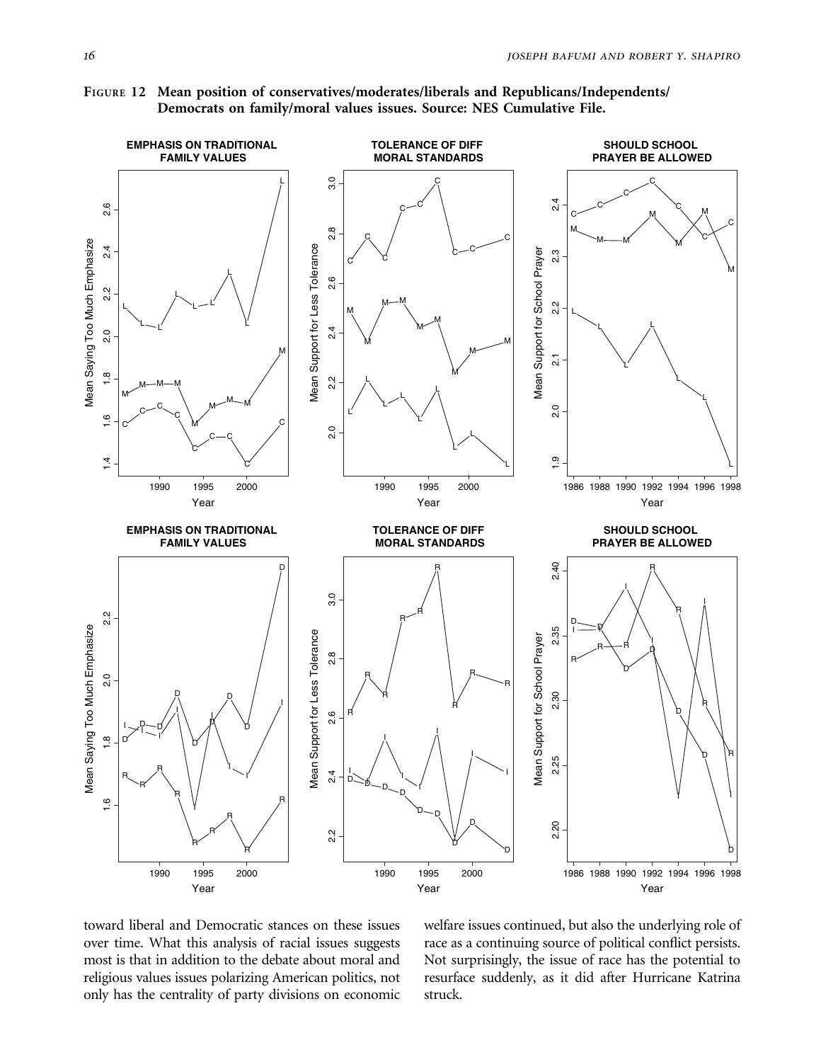**FIGURE 12 Mean position of conservatives/moderates/liberals and Republicans/Independents/Democrats on family/moral values issues. Source: NES Cumulative File.**

toward liberal and Democratic stances on these issues over time. What this analysis of racial issues suggests most is that in addition to the debate about moral and religious values issues polarizing American politics, not only has the centrality of party divisions on economic welfare issues continued, but also the underlying role of race as a continuing source of political conflict persists. Not surprisingly, the issue of race has the potential to resurface suddenly, as it did after Hurricane Katrina struck.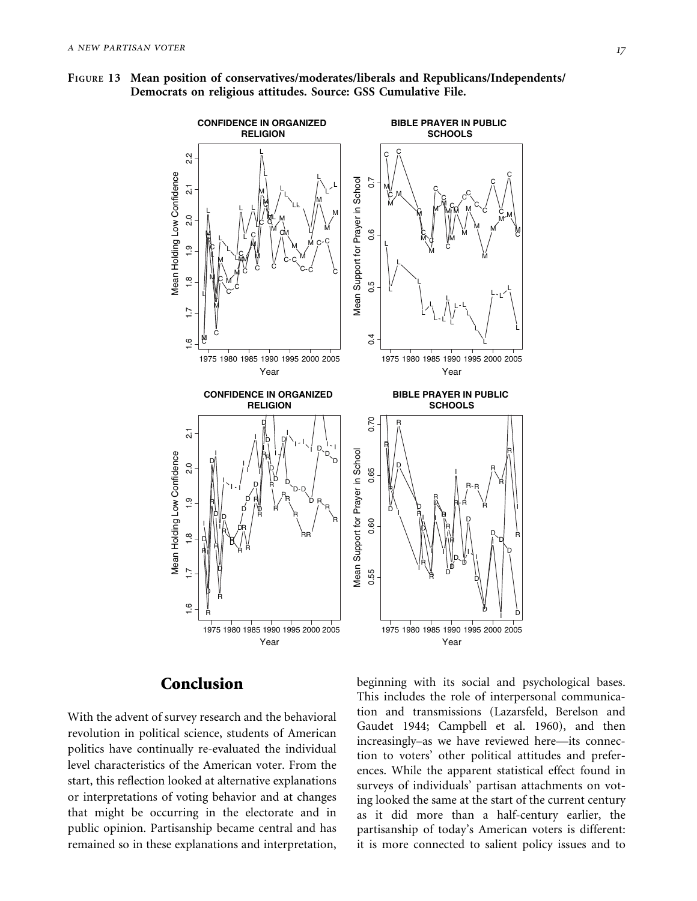**Figure 13 Mean position of conservatives/moderates/liberals and Republicans/Independents/Democrats on religious attitudes. Source: GSS Cumulative File.**

## Conclusion

With the advent of survey research and the behavioral revolution in political science, students of American politics have continually re-evaluated the individual level characteristics of the American voter. From the start, this reflection looked at alternative explanations or interpretations of voting behavior and at changes that might be occurring in the electorate and in public opinion. Partisanship became central and has remained so in these explanations and interpretation, beginning with its social and psychological bases. This includes the role of interpersonal communication and transmissions (Lazarsfeld, Berelson and Gaudet 1944; Campbell et al. 1960), and then increasingly–as we have reviewed here—its connection to voters' other political attitudes and preferences. While the apparent statistical effect found in surveys of individuals' partisan attachments on voting looked the same at the start of the current century as it did more than a half-century earlier, the partisanship of today's American voters is different: it is more connected to salient policy issues and to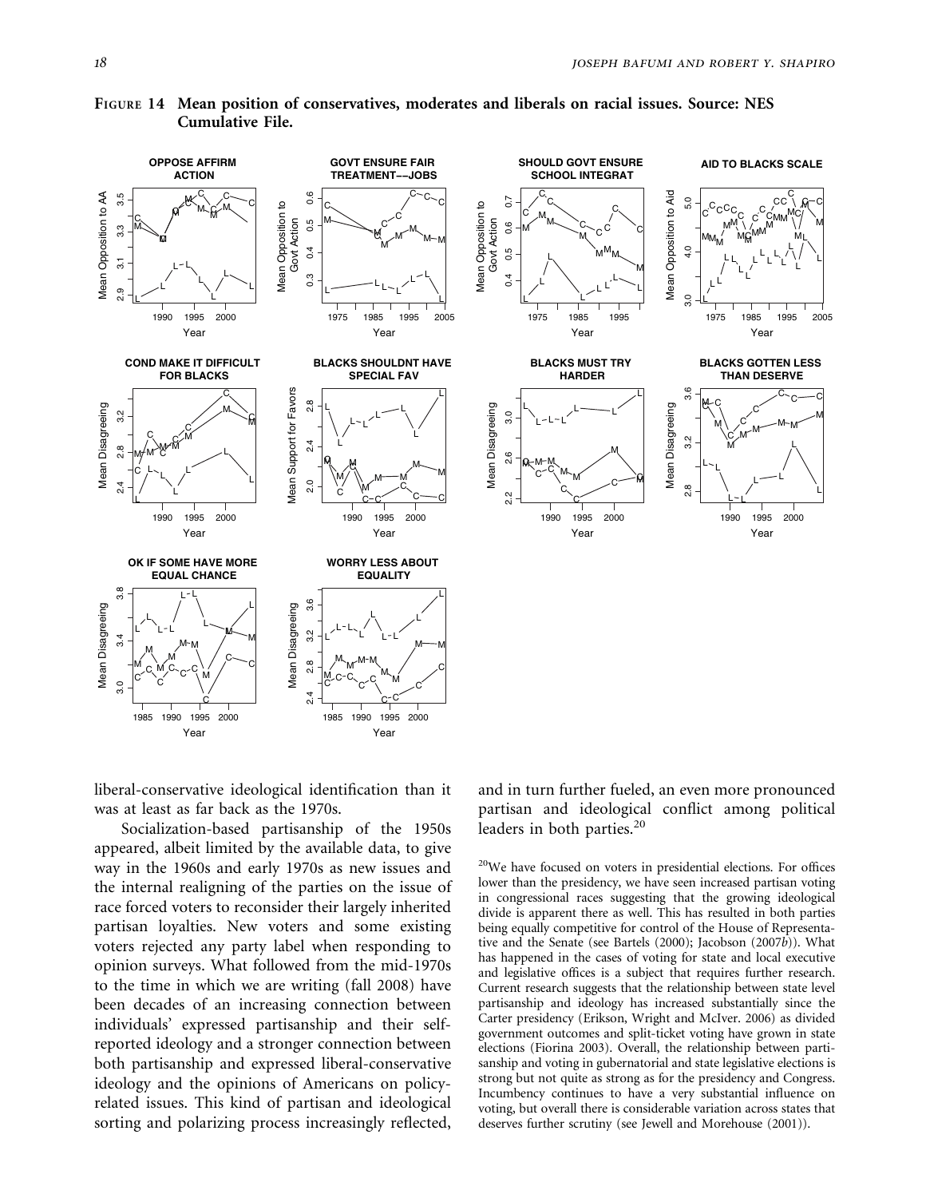FIGURE 14 Mean position of conservatives, moderates and liberals on racial issues. Source: NES Cumulative File.

liberal-conservative ideological identification than it was at least as far back as the 1970s.

Socialization-based partisanship of the 1950s appeared, albeit limited by the available data, to give way in the 1960s and early 1970s as new issues and the internal realigning of the parties on the issue of race forced voters to reconsider their largely inherited partisan loyalties. New voters and some existing voters rejected any party label when responding to opinion surveys. What followed from the mid-1970s to the time in which we are writing (fall 2008) have been decades of an increasing connection between individuals' expressed partisanship and their self-reported ideology and a stronger connection between both partisanship and expressed liberal-conservative ideology and the opinions of Americans on policy-related issues. This kind of partisan and ideological sorting and polarizing process increasingly reflected, and in turn further fueled, an even more pronounced partisan and ideological conflict among political leaders in both parties.[20]

[20]We have focused on voters in presidential elections. For offices lower than the presidency, we have seen increased partisan voting in congressional races suggesting that the growing ideological divide is apparent there as well. This has resulted in both parties being equally competitive for control of the House of Representative and the Senate (see Bartels (2000); Jacobson (2007*b*)). What has happened in the cases of voting for state and local executive and legislative offices is a subject that requires further research. Current research suggests that the relationship between state level partisanship and ideology has increased substantially since the Carter presidency (Erikson, Wright and McIver. 2006) as divided government outcomes and split-ticket voting have grown in state elections (Fiorina 2003). Overall, the relationship between partisanship and voting in gubernatorial and state legislative elections is strong but not quite as strong as for the presidency and Congress. Incumbency continues to have a very substantial influence on voting, but overall there is considerable variation across states that deserves further scrutiny (see Jewell and Morehouse (2001)).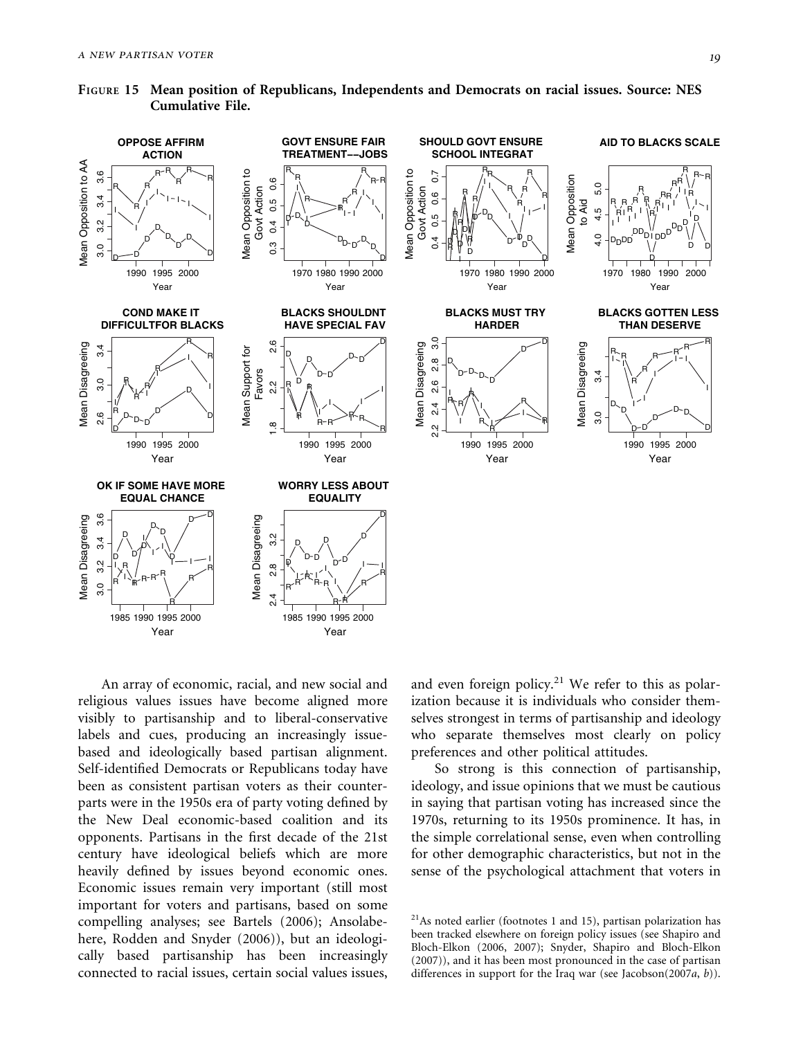**FIGURE 15 Mean position of Republicans, Independents and Democrats on racial issues. Source: NES Cumulative File.**

An array of economic, racial, and new social and religious values issues have become aligned more visibly to partisanship and to liberal-conservative labels and cues, producing an increasingly issue-based and ideologically based partisan alignment. Self-identified Democrats or Republicans today have been as consistent partisan voters as their counterparts were in the 1950s era of party voting defined by the New Deal economic-based coalition and its opponents. Partisans in the first decade of the 21st century have ideological beliefs which are more heavily defined by issues beyond economic ones. Economic issues remain very important (still most important for voters and partisans, based on some compelling analyses; see Bartels (2006); Ansolabehere, Rodden and Snyder (2006)), but an ideologically based partisanship has been increasingly connected to racial issues, certain social values issues, and even foreign policy.[21] We refer to this as polarization because it is individuals who consider themselves strongest in terms of partisanship and ideology who separate themselves most clearly on policy preferences and other political attitudes.

So strong is this connection of partisanship, ideology, and issue opinions that we must be cautious in saying that partisan voting has increased since the 1970s, returning to its 1950s prominence. It has, in the simple correlational sense, even when controlling for other demographic characteristics, but not in the sense of the psychological attachment that voters in

[21]As noted earlier (footnotes 1 and 15), partisan polarization has been tracked elsewhere on foreign policy issues (see Shapiro and Bloch-Elkon (2006, 2007); Snyder, Shapiro and Bloch-Elkon (2007)), and it has been most pronounced in the case of partisan differences in support for the Iraq war (see Jacobson(2007*a*, *b*)).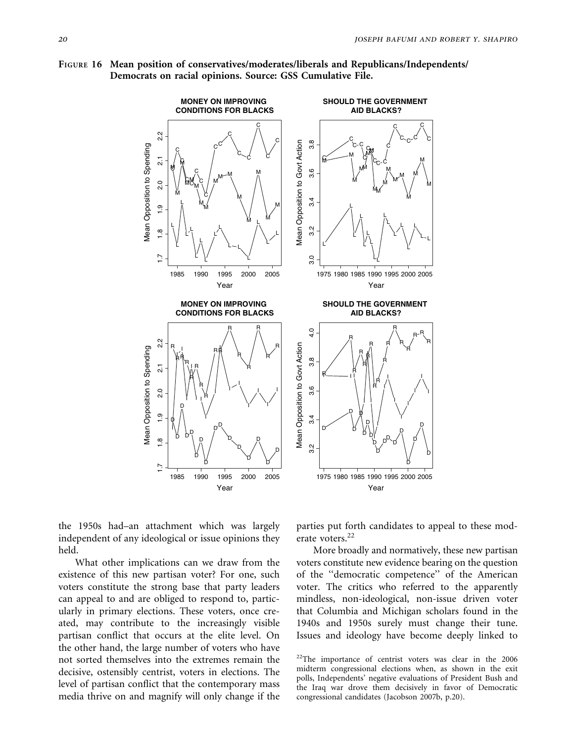**Figure 16 Mean position of conservatives/moderates/liberals and Republicans/Independents/Democrats on racial opinions. Source: GSS Cumulative File.**

the 1950s had–an attachment which was largely independent of any ideological or issue opinions they held.

What other implications can we draw from the existence of this new partisan voter? For one, such voters constitute the strong base that party leaders can appeal to and are obliged to respond to, particularly in primary elections. These voters, once created, may contribute to the increasingly visible partisan conflict that occurs at the elite level. On the other hand, the large number of voters who have not sorted themselves into the extremes remain the decisive, ostensibly centrist, voters in elections. The level of partisan conflict that the contemporary mass media thrive on and magnify will only change if the parties put forth candidates to appeal to these moderate voters.[22]

More broadly and normatively, these new partisan voters constitute new evidence bearing on the question of the ''democratic competence'' of the American voter. The critics who referred to the apparently mindless, non-ideological, non-issue driven voter that Columbia and Michigan scholars found in the 1940s and 1950s surely must change their tune. Issues and ideology have become deeply linked to

[22]The importance of centrist voters was clear in the 2006 midterm congressional elections when, as shown in the exit polls, Independents' negative evaluations of President Bush and the Iraq war drove them decisively in favor of Democratic congressional candidates (Jacobson 2007b, p.20).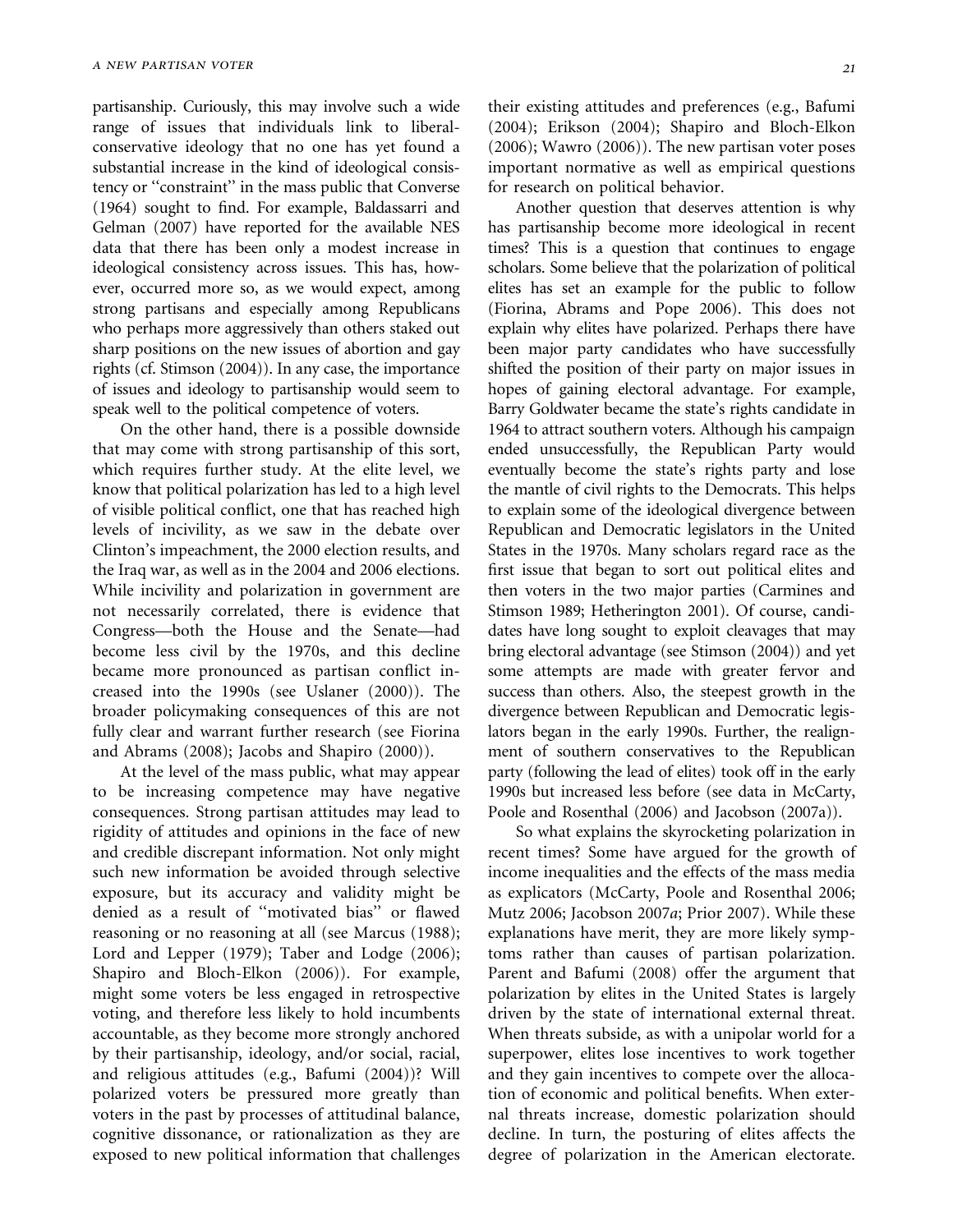partisanship. Curiously, this may involve such a wide range of issues that individuals link to liberal-conservative ideology that no one has yet found a substantial increase in the kind of ideological consistency or "constraint" in the mass public that Converse (1964) sought to find. For example, Baldassarri and Gelman (2007) have reported for the available NES data that there has been only a modest increase in ideological consistency across issues. This has, however, occurred more so, as we would expect, among strong partisans and especially among Republicans who perhaps more aggressively than others staked out sharp positions on the new issues of abortion and gay rights (cf. Stimson (2004)). In any case, the importance of issues and ideology to partisanship would seem to speak well to the political competence of voters.

On the other hand, there is a possible downside that may come with strong partisanship of this sort, which requires further study. At the elite level, we know that political polarization has led to a high level of visible political conflict, one that has reached high levels of incivility, as we saw in the debate over Clinton's impeachment, the 2000 election results, and the Iraq war, as well as in the 2004 and 2006 elections. While incivility and polarization in government are not necessarily correlated, there is evidence that Congress—both the House and the Senate—had become less civil by the 1970s, and this decline became more pronounced as partisan conflict increased into the 1990s (see Uslaner (2000)). The broader policymaking consequences of this are not fully clear and warrant further research (see Fiorina and Abrams (2008); Jacobs and Shapiro (2000)).

At the level of the mass public, what may appear to be increasing competence may have negative consequences. Strong partisan attitudes may lead to rigidity of attitudes and opinions in the face of new and credible discrepant information. Not only might such new information be avoided through selective exposure, but its accuracy and validity might be denied as a result of "motivated bias" or flawed reasoning or no reasoning at all (see Marcus (1988); Lord and Lepper (1979); Taber and Lodge (2006); Shapiro and Bloch-Elkon (2006)). For example, might some voters be less engaged in retrospective voting, and therefore less likely to hold incumbents accountable, as they become more strongly anchored by their partisanship, ideology, and/or social, racial, and religious attitudes (e.g., Bafumi (2004))? Will polarized voters be pressured more greatly than voters in the past by processes of attitudinal balance, cognitive dissonance, or rationalization as they are exposed to new political information that challenges their existing attitudes and preferences (e.g., Bafumi (2004); Erikson (2004); Shapiro and Bloch-Elkon (2006); Wawro (2006)). The new partisan voter poses important normative as well as empirical questions for research on political behavior.

Another question that deserves attention is why has partisanship become more ideological in recent times? This is a question that continues to engage scholars. Some believe that the polarization of political elites has set an example for the public to follow (Fiorina, Abrams and Pope 2006). This does not explain why elites have polarized. Perhaps there have been major party candidates who have successfully shifted the position of their party on major issues in hopes of gaining electoral advantage. For example, Barry Goldwater became the state's rights candidate in 1964 to attract southern voters. Although his campaign ended unsuccessfully, the Republican Party would eventually become the state's rights party and lose the mantle of civil rights to the Democrats. This helps to explain some of the ideological divergence between Republican and Democratic legislators in the United States in the 1970s. Many scholars regard race as the first issue that began to sort out political elites and then voters in the two major parties (Carmines and Stimson 1989; Hetherington 2001). Of course, candidates have long sought to exploit cleavages that may bring electoral advantage (see Stimson (2004)) and yet some attempts are made with greater fervor and success than others. Also, the steepest growth in the divergence between Republican and Democratic legislators began in the early 1990s. Further, the realignment of southern conservatives to the Republican party (following the lead of elites) took off in the early 1990s but increased less before (see data in McCarty, Poole and Rosenthal (2006) and Jacobson (2007a)).

So what explains the skyrocketing polarization in recent times? Some have argued for the growth of income inequalities and the effects of the mass media as explicators (McCarty, Poole and Rosenthal 2006; Mutz 2006; Jacobson 2007*a*; Prior 2007). While these explanations have merit, they are more likely symptoms rather than causes of partisan polarization. Parent and Bafumi (2008) offer the argument that polarization by elites in the United States is largely driven by the state of international external threat. When threats subside, as with a unipolar world for a superpower, elites lose incentives to work together and they gain incentives to compete over the allocation of economic and political benefits. When external threats increase, domestic polarization should decline. In turn, the posturing of elites affects the degree of polarization in the American electorate.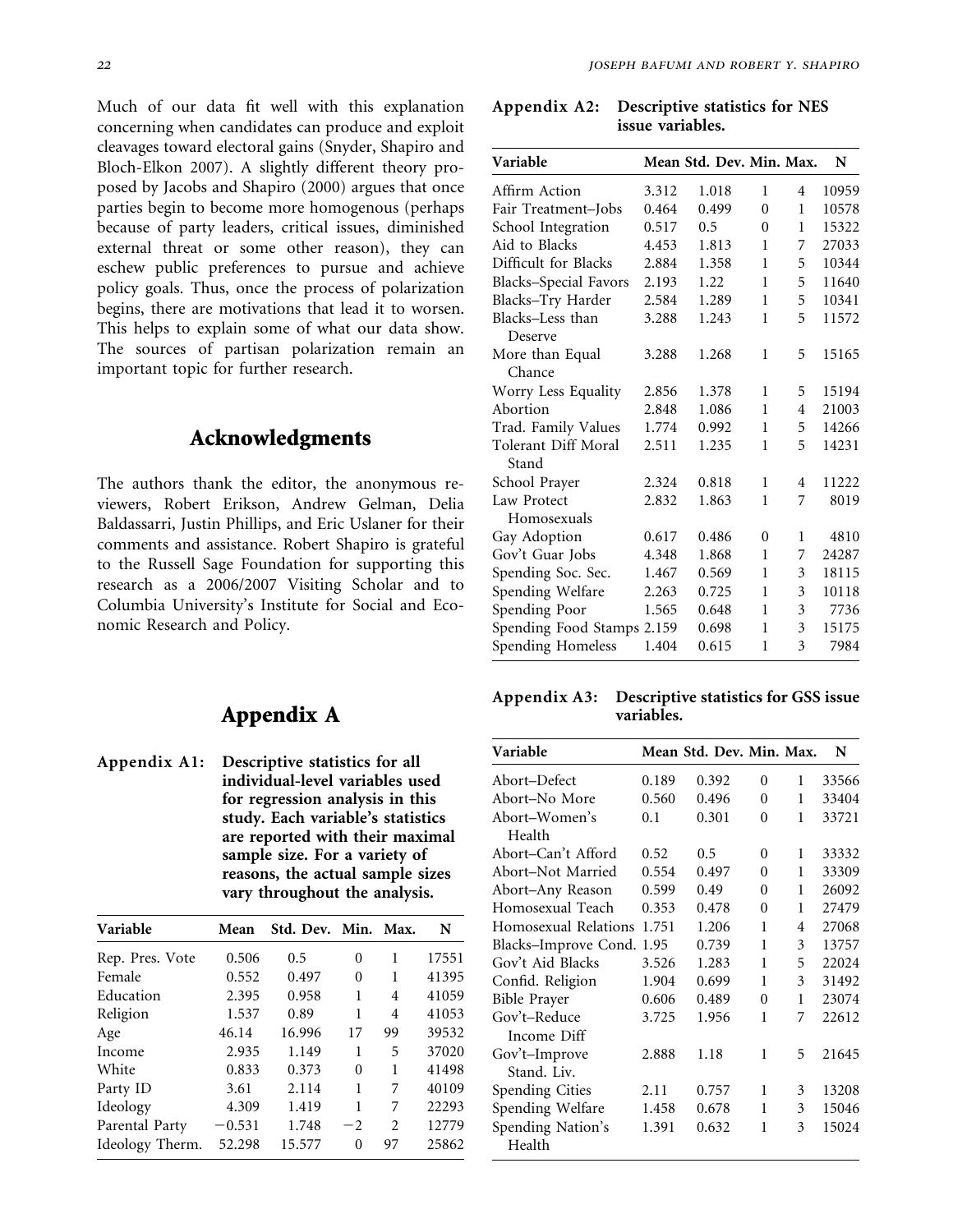Much of our data fit well with this explanation concerning when candidates can produce and exploit cleavages toward electoral gains (Snyder, Shapiro and Bloch-Elkon 2007). A slightly different theory proposed by Jacobs and Shapiro (2000) argues that once parties begin to become more homogenous (perhaps because of party leaders, critical issues, diminished external threat or some other reason), they can eschew public preferences to pursue and achieve policy goals. Thus, once the process of polarization begins, there are motivations that lead it to worsen. This helps to explain some of what our data show. The sources of partisan polarization remain an important topic for further research.

## Acknowledgments

The authors thank the editor, the anonymous reviewers, Robert Erikson, Andrew Gelman, Delia Baldassarri, Justin Phillips, and Eric Uslaner for their comments and assistance. Robert Shapiro is grateful to the Russell Sage Foundation for supporting this research as a 2006/2007 Visiting Scholar and to Columbia University's Institute for Social and Economic Research and Policy.

## Appendix A

**Appendix A1: Descriptive statistics for all individual-level variables used for regression analysis in this study. Each variable's statistics are reported with their maximal sample size. For a variety of reasons, the actual sample sizes vary throughout the analysis.**

| Variable | Mean | Std. Dev. | Min. | Max. | N |
|---|---|---|---|---|---|
| Rep. Pres. Vote | 0.506 | 0.5 | 0 | 1 | 17551 |
| Female | 0.552 | 0.497 | 0 | 1 | 41395 |
| Education | 2.395 | 0.958 | 1 | 4 | 41059 |
| Religion | 1.537 | 0.89 | 1 | 4 | 41053 |
| Age | 46.14 | 16.996 | 17 | 99 | 39532 |
| Income | 2.935 | 1.149 | 1 | 5 | 37020 |
| White | 0.833 | 0.373 | 0 | 1 | 41498 |
| Party ID | 3.61 | 2.114 | 1 | 7 | 40109 |
| Ideology | 4.309 | 1.419 | 1 | 7 | 22293 |
| Parental Party | −0.531 | 1.748 | −2 | 2 | 12779 |
| Ideology Therm. | 52.298 | 15.577 | 0 | 97 | 25862 |

**Appendix A2: Descriptive statistics for NES issue variables.**

| Variable | Mean | Std. Dev. | Min. | Max. | N |
|---|---|---|---|---|---|
| Affirm Action | 3.312 | 1.018 | 1 | 4 | 10959 |
| Fair Treatment–Jobs | 0.464 | 0.499 | 0 | 1 | 10578 |
| School Integration | 0.517 | 0.5 | 0 | 1 | 15322 |
| Aid to Blacks | 4.453 | 1.813 | 1 | 7 | 27033 |
| Difficult for Blacks | 2.884 | 1.358 | 1 | 5 | 10344 |
| Blacks–Special Favors | 2.193 | 1.22 | 1 | 5 | 11640 |
| Blacks–Try Harder | 2.584 | 1.289 | 1 | 5 | 10341 |
| Blacks–Less than Deserve | 3.288 | 1.243 | 1 | 5 | 11572 |
| More than Equal Chance | 3.288 | 1.268 | 1 | 5 | 15165 |
| Worry Less Equality | 2.856 | 1.378 | 1 | 5 | 15194 |
| Abortion | 2.848 | 1.086 | 1 | 4 | 21003 |
| Trad. Family Values | 1.774 | 0.992 | 1 | 5 | 14266 |
| Tolerant Diff Moral Stand | 2.511 | 1.235 | 1 | 5 | 14231 |
| School Prayer | 2.324 | 0.818 | 1 | 4 | 11222 |
| Law Protect Homosexuals | 2.832 | 1.863 | 1 | 7 | 8019 |
| Gay Adoption | 0.617 | 0.486 | 0 | 1 | 4810 |
| Gov't Guar Jobs | 4.348 | 1.868 | 1 | 7 | 24287 |
| Spending Soc. Sec. | 1.467 | 0.569 | 1 | 3 | 18115 |
| Spending Welfare | 2.263 | 0.725 | 1 | 3 | 10118 |
| Spending Poor | 1.565 | 0.648 | 1 | 3 | 7736 |
| Spending Food Stamps | 2.159 | 0.698 | 1 | 3 | 15175 |
| Spending Homeless | 1.404 | 0.615 | 1 | 3 | 7984 |

**Appendix A3: Descriptive statistics for GSS issue variables.**

| Variable | Mean | Std. Dev. | Min. | Max. | N |
|---|---|---|---|---|---|
| Abort–Defect | 0.189 | 0.392 | 0 | 1 | 33566 |
| Abort–No More | 0.560 | 0.496 | 0 | 1 | 33404 |
| Abort–Women's Health | 0.1 | 0.301 | 0 | 1 | 33721 |
| Abort–Can't Afford | 0.52 | 0.5 | 0 | 1 | 33332 |
| Abort–Not Married | 0.554 | 0.497 | 0 | 1 | 33309 |
| Abort–Any Reason | 0.599 | 0.49 | 0 | 1 | 26092 |
| Homosexual Teach | 0.353 | 0.478 | 0 | 1 | 27479 |
| Homosexual Relations | 1.751 | 1.206 | 1 | 4 | 27068 |
| Blacks–Improve Cond. | 1.95 | 0.739 | 1 | 3 | 13757 |
| Gov't Aid Blacks | 3.526 | 1.283 | 1 | 5 | 22024 |
| Confid. Religion | 1.904 | 0.699 | 1 | 3 | 31492 |
| Bible Prayer | 0.606 | 0.489 | 0 | 1 | 23074 |
| Gov't–Reduce Income Diff | 3.725 | 1.956 | 1 | 7 | 22612 |
| Gov't–Improve Stand. Liv. | 2.888 | 1.18 | 1 | 5 | 21645 |
| Spending Cities | 2.11 | 0.757 | 1 | 3 | 13208 |
| Spending Welfare | 1.458 | 0.678 | 1 | 3 | 15046 |
| Spending Nation's Health | 1.391 | 0.632 | 1 | 3 | 15024 |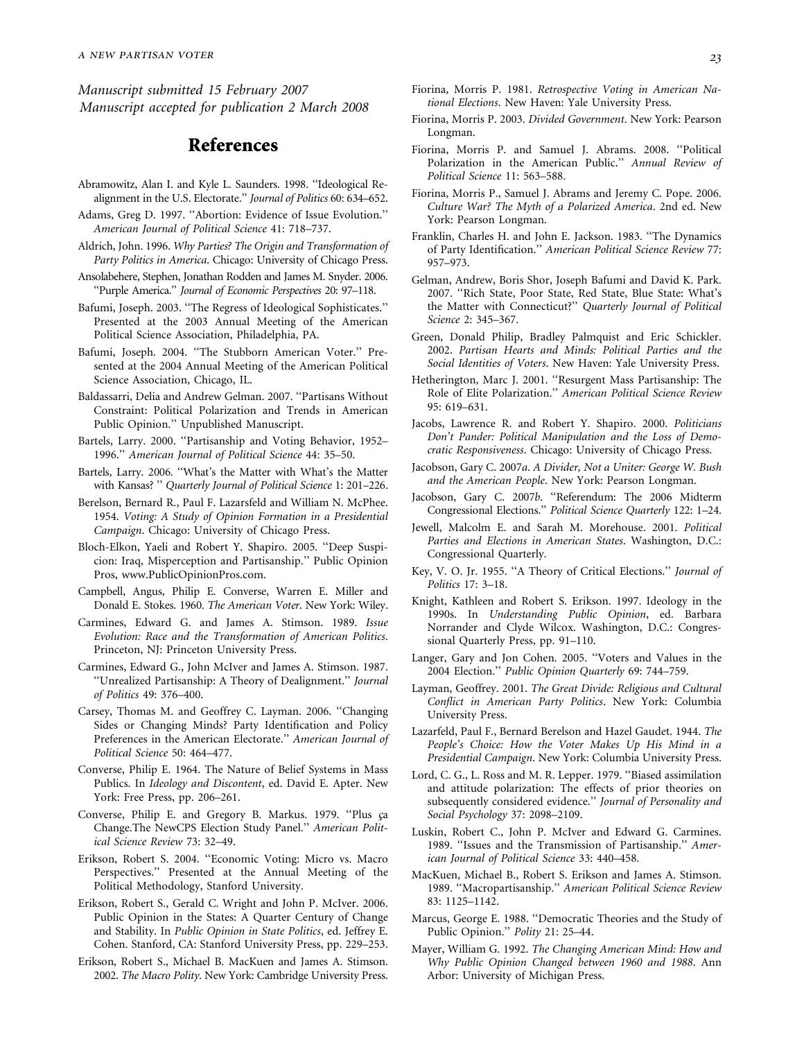*Manuscript submitted 15 February 2007*
*Manuscript accepted for publication 2 March 2008*

## References

Abramowitz, Alan I. and Kyle L. Saunders. 1998. "Ideological Realignment in the U.S. Electorate." *Journal of Politics* 60: 634–652.

Adams, Greg D. 1997. "Abortion: Evidence of Issue Evolution." *American Journal of Political Science* 41: 718–737.

Aldrich, John. 1996. *Why Parties? The Origin and Transformation of Party Politics in America*. Chicago: University of Chicago Press.

Ansolabehere, Stephen, Jonathan Rodden and James M. Snyder. 2006. "Purple America." *Journal of Economic Perspectives* 20: 97–118.

Bafumi, Joseph. 2003. "The Regress of Ideological Sophisticates." Presented at the 2003 Annual Meeting of the American Political Science Association, Philadelphia, PA.

Bafumi, Joseph. 2004. "The Stubborn American Voter." Presented at the 2004 Annual Meeting of the American Political Science Association, Chicago, IL.

Baldassarri, Delia and Andrew Gelman. 2007. "Partisans Without Constraint: Political Polarization and Trends in American Public Opinion." Unpublished Manuscript.

Bartels, Larry. 2000. "Partisanship and Voting Behavior, 1952–1996." *American Journal of Political Science* 44: 35–50.

Bartels, Larry. 2006. "What's the Matter with What's the Matter with Kansas? " *Quarterly Journal of Political Science* 1: 201–226.

Berelson, Bernard R., Paul F. Lazarsfeld and William N. McPhee. 1954. *Voting: A Study of Opinion Formation in a Presidential Campaign*. Chicago: University of Chicago Press.

Bloch-Elkon, Yaeli and Robert Y. Shapiro. 2005. "Deep Suspicion: Iraq, Misperception and Partisanship." Public Opinion Pros, www.PublicOpinionPros.com.

Campbell, Angus, Philip E. Converse, Warren E. Miller and Donald E. Stokes. 1960. *The American Voter*. New York: Wiley.

Carmines, Edward G. and James A. Stimson. 1989. *Issue Evolution: Race and the Transformation of American Politics*. Princeton, NJ: Princeton University Press.

Carmines, Edward G., John McIver and James A. Stimson. 1987. "Unrealized Partisanship: A Theory of Dealignment." *Journal of Politics* 49: 376–400.

Carsey, Thomas M. and Geoffrey C. Layman. 2006. "Changing Sides or Changing Minds? Party Identification and Policy Preferences in the American Electorate." *American Journal of Political Science* 50: 464–477.

Converse, Philip E. 1964. The Nature of Belief Systems in Mass Publics. In *Ideology and Discontent*, ed. David E. Apter. New York: Free Press, pp. 206–261.

Converse, Philip E. and Gregory B. Markus. 1979. "Plus ça Change.The NewCPS Election Study Panel." *American Political Science Review* 73: 32–49.

Erikson, Robert S. 2004. "Economic Voting: Micro vs. Macro Perspectives." Presented at the Annual Meeting of the Political Methodology, Stanford University.

Erikson, Robert S., Gerald C. Wright and John P. McIver. 2006. Public Opinion in the States: A Quarter Century of Change and Stability. In *Public Opinion in State Politics*, ed. Jeffrey E. Cohen. Stanford, CA: Stanford University Press, pp. 229–253.

Erikson, Robert S., Michael B. MacKuen and James A. Stimson. 2002. *The Macro Polity*. New York: Cambridge University Press.

Fiorina, Morris P. 1981. *Retrospective Voting in American National Elections*. New Haven: Yale University Press.

Fiorina, Morris P. 2003. *Divided Government*. New York: Pearson Longman.

Fiorina, Morris P. and Samuel J. Abrams. 2008. "Political Polarization in the American Public." *Annual Review of Political Science* 11: 563–588.

Fiorina, Morris P., Samuel J. Abrams and Jeremy C. Pope. 2006. *Culture War? The Myth of a Polarized America*. 2nd ed. New York: Pearson Longman.

Franklin, Charles H. and John E. Jackson. 1983. "The Dynamics of Party Identification." *American Political Science Review* 77: 957–973.

Gelman, Andrew, Boris Shor, Joseph Bafumi and David K. Park. 2007. "Rich State, Poor State, Red State, Blue State: What's the Matter with Connecticut?" *Quarterly Journal of Political Science* 2: 345–367.

Green, Donald Philip, Bradley Palmquist and Eric Schickler. 2002. *Partisan Hearts and Minds: Political Parties and the Social Identities of Voters*. New Haven: Yale University Press.

Hetherington, Marc J. 2001. "Resurgent Mass Partisanship: The Role of Elite Polarization." *American Political Science Review* 95: 619–631.

Jacobs, Lawrence R. and Robert Y. Shapiro. 2000. *Politicians Don't Pander: Political Manipulation and the Loss of Democratic Responsiveness*. Chicago: University of Chicago Press.

Jacobson, Gary C. 2007*a*. *A Divider, Not a Uniter: George W. Bush and the American People*. New York: Pearson Longman.

Jacobson, Gary C. 2007*b*. "Referendum: The 2006 Midterm Congressional Elections." *Political Science Quarterly* 122: 1–24.

Jewell, Malcolm E. and Sarah M. Morehouse. 2001. *Political Parties and Elections in American States*. Washington, D.C.: Congressional Quarterly.

Key, V. O. Jr. 1955. "A Theory of Critical Elections." *Journal of Politics* 17: 3–18.

Knight, Kathleen and Robert S. Erikson. 1997. Ideology in the 1990s. In *Understanding Public Opinion*, ed. Barbara Norrander and Clyde Wilcox. Washington, D.C.: Congressional Quarterly Press, pp. 91–110.

Langer, Gary and Jon Cohen. 2005. "Voters and Values in the 2004 Election." *Public Opinion Quarterly* 69: 744–759.

Layman, Geoffrey. 2001. *The Great Divide: Religious and Cultural Conflict in American Party Politics*. New York: Columbia University Press.

Lazarfeld, Paul F., Bernard Berelson and Hazel Gaudet. 1944. *The People's Choice: How the Voter Makes Up His Mind in a Presidential Campaign*. New York: Columbia University Press.

Lord, C. G., L. Ross and M. R. Lepper. 1979. "Biased assimilation and attitude polarization: The effects of prior theories on subsequently considered evidence." *Journal of Personality and Social Psychology* 37: 2098–2109.

Luskin, Robert C., John P. McIver and Edward G. Carmines. 1989. "Issues and the Transmission of Partisanship." *American Journal of Political Science* 33: 440–458.

MacKuen, Michael B., Robert S. Erikson and James A. Stimson. 1989. "Macropartisanship." *American Political Science Review* 83: 1125–1142.

Marcus, George E. 1988. "Democratic Theories and the Study of Public Opinion." *Polity* 21: 25–44.

Mayer, William G. 1992. *The Changing American Mind: How and Why Public Opinion Changed between 1960 and 1988*. Ann Arbor: University of Michigan Press.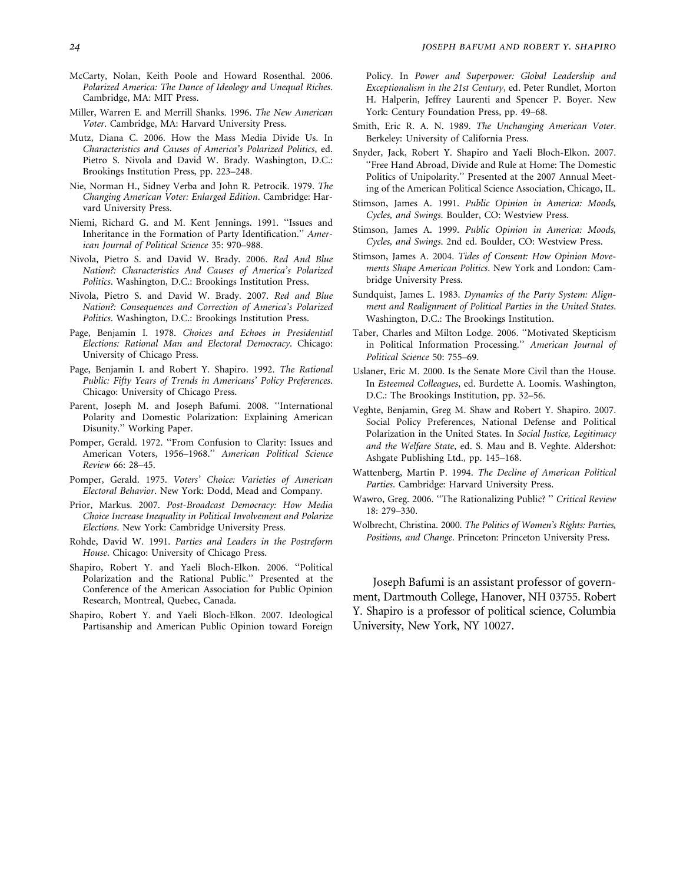McCarty, Nolan, Keith Poole and Howard Rosenthal. 2006. *Polarized America: The Dance of Ideology and Unequal Riches*. Cambridge, MA: MIT Press.

Miller, Warren E. and Merrill Shanks. 1996. *The New American Voter*. Cambridge, MA: Harvard University Press.

Mutz, Diana C. 2006. How the Mass Media Divide Us. In *Characteristics and Causes of America's Polarized Politics*, ed. Pietro S. Nivola and David W. Brady. Washington, D.C.: Brookings Institution Press, pp. 223–248.

Nie, Norman H., Sidney Verba and John R. Petrocik. 1979. *The Changing American Voter: Enlarged Edition*. Cambridge: Harvard University Press.

Niemi, Richard G. and M. Kent Jennings. 1991. ''Issues and Inheritance in the Formation of Party Identification.'' *American Journal of Political Science* 35: 970–988.

Nivola, Pietro S. and David W. Brady. 2006. *Red And Blue Nation?: Characteristics And Causes of America's Polarized Politics*. Washington, D.C.: Brookings Institution Press.

Nivola, Pietro S. and David W. Brady. 2007. *Red and Blue Nation?: Consequences and Correction of America's Polarized Politics*. Washington, D.C.: Brookings Institution Press.

Page, Benjamin I. 1978. *Choices and Echoes in Presidential Elections: Rational Man and Electoral Democracy*. Chicago: University of Chicago Press.

Page, Benjamin I. and Robert Y. Shapiro. 1992. *The Rational Public: Fifty Years of Trends in Americans' Policy Preferences*. Chicago: University of Chicago Press.

Parent, Joseph M. and Joseph Bafumi. 2008. ''International Polarity and Domestic Polarization: Explaining American Disunity.'' Working Paper.

Pomper, Gerald. 1972. ''From Confusion to Clarity: Issues and American Voters, 1956–1968.'' *American Political Science Review* 66: 28–45.

Pomper, Gerald. 1975. *Voters' Choice: Varieties of American Electoral Behavior*. New York: Dodd, Mead and Company.

Prior, Markus. 2007. *Post-Broadcast Democracy: How Media Choice Increase Inequality in Political Involvement and Polarize Elections*. New York: Cambridge University Press.

Rohde, David W. 1991. *Parties and Leaders in the Postreform House*. Chicago: University of Chicago Press.

Shapiro, Robert Y. and Yaeli Bloch-Elkon. 2006. ''Political Polarization and the Rational Public.'' Presented at the Conference of the American Association for Public Opinion Research, Montreal, Quebec, Canada.

Shapiro, Robert Y. and Yaeli Bloch-Elkon. 2007. Ideological Partisanship and American Public Opinion toward Foreign Policy. In *Power and Superpower: Global Leadership and Exceptionalism in the 21st Century*, ed. Peter Rundlet, Morton H. Halperin, Jeffrey Laurenti and Spencer P. Boyer. New York: Century Foundation Press, pp. 49–68.

Smith, Eric R. A. N. 1989. *The Unchanging American Voter*. Berkeley: University of California Press.

Snyder, Jack, Robert Y. Shapiro and Yaeli Bloch-Elkon. 2007. ''Free Hand Abroad, Divide and Rule at Home: The Domestic Politics of Unipolarity.'' Presented at the 2007 Annual Meeting of the American Political Science Association, Chicago, IL.

Stimson, James A. 1991. *Public Opinion in America: Moods, Cycles, and Swings*. Boulder, CO: Westview Press.

Stimson, James A. 1999. *Public Opinion in America: Moods, Cycles, and Swings*. 2nd ed. Boulder, CO: Westview Press.

Stimson, James A. 2004. *Tides of Consent: How Opinion Movements Shape American Politics*. New York and London: Cambridge University Press.

Sundquist, James L. 1983. *Dynamics of the Party System: Alignment and Realignment of Political Parties in the United States*. Washington, D.C.: The Brookings Institution.

Taber, Charles and Milton Lodge. 2006. ''Motivated Skepticism in Political Information Processing.'' *American Journal of Political Science* 50: 755–69.

Uslaner, Eric M. 2000. Is the Senate More Civil than the House. In *Esteemed Colleagues*, ed. Burdette A. Loomis. Washington, D.C.: The Brookings Institution, pp. 32–56.

Veghte, Benjamin, Greg M. Shaw and Robert Y. Shapiro. 2007. Social Policy Preferences, National Defense and Political Polarization in the United States. In *Social Justice, Legitimacy and the Welfare State*, ed. S. Mau and B. Veghte. Aldershot: Ashgate Publishing Ltd., pp. 145–168.

Wattenberg, Martin P. 1994. *The Decline of American Political Parties*. Cambridge: Harvard University Press.

Wawro, Greg. 2006. ''The Rationalizing Public? '' *Critical Review* 18: 279–330.

Wolbrecht, Christina. 2000. *The Politics of Women's Rights: Parties, Positions, and Change*. Princeton: Princeton University Press.

Joseph Bafumi is an assistant professor of government, Dartmouth College, Hanover, NH 03755. Robert Y. Shapiro is a professor of political science, Columbia University, New York, NY 10027.